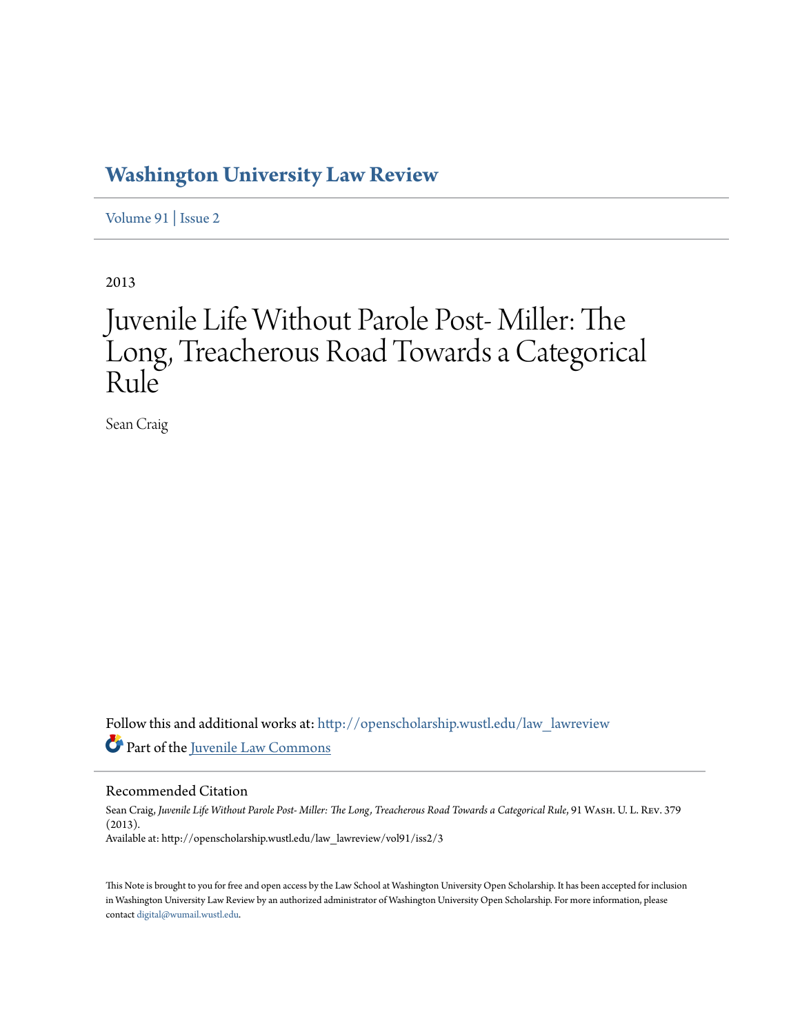# Washington University Law Review

Volume 91 | Issue 2

2013

# Juvenile Life Without Parole Post- Miller: The Long, Treacherous Road Towards a Categorical Rule

Sean Craig

Follow this and additional works at: http://openscholarship.wustl.edu/law_lawreview

Part of the Juvenile Law Commons

## Recommended Citation

Sean Craig, *Juvenile Life Without Parole Post- Miller: The Long, Treacherous Road Towards a Categorical Rule*, 91 Wash. U. L. Rev. 379 (2013).
Available at: http://openscholarship.wustl.edu/law_lawreview/vol91/iss2/3

This Note is brought to you for free and open access by the Law School at Washington University Open Scholarship. It has been accepted for inclusion in Washington University Law Review by an authorized administrator of Washington University Open Scholarship. For more information, please contact digital@wumail.wustl.edu.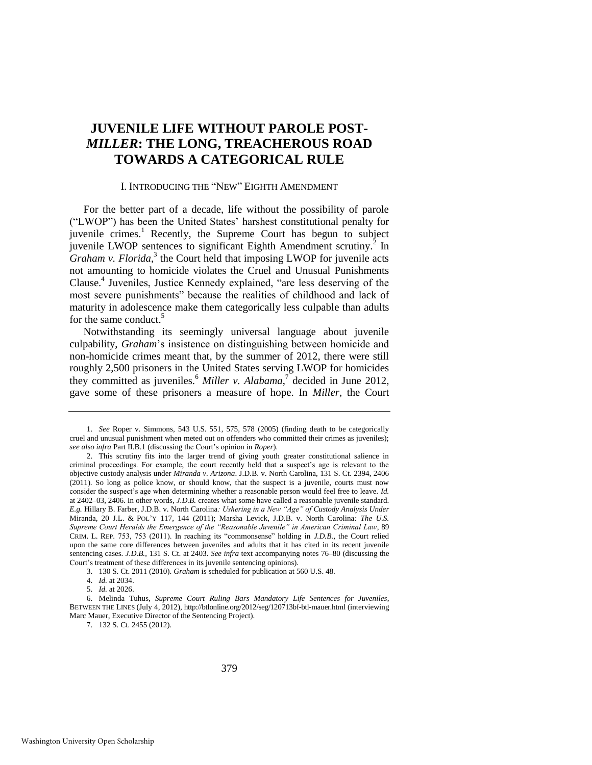# JUVENILE LIFE WITHOUT PAROLE POST-*MILLER*: THE LONG, TREACHEROUS ROAD TOWARDS A CATEGORICAL RULE

## I. INTRODUCING THE "NEW" EIGHTH AMENDMENT

For the better part of a decade, life without the possibility of parole ("LWOP") has been the United States' harshest constitutional penalty for juvenile crimes.[1] Recently, the Supreme Court has begun to subject juvenile LWOP sentences to significant Eighth Amendment scrutiny.[2] In *Graham v. Florida*,[3] the Court held that imposing LWOP for juvenile acts not amounting to homicide violates the Cruel and Unusual Punishments Clause.[4] Juveniles, Justice Kennedy explained, "are less deserving of the most severe punishments" because the realities of childhood and lack of maturity in adolescence make them categorically less culpable than adults for the same conduct.[5]

Notwithstanding its seemingly universal language about juvenile culpability, *Graham*'s insistence on distinguishing between homicide and non-homicide crimes meant that, by the summer of 2012, there were still roughly 2,500 prisoners in the United States serving LWOP for homicides they committed as juveniles.[6] *Miller v. Alabama*,[7] decided in June 2012, gave some of these prisoners a measure of hope. In *Miller*, the Court

---

1. *See* Roper v. Simmons, 543 U.S. 551, 575, 578 (2005) (finding death to be categorically cruel and unusual punishment when meted out on offenders who committed their crimes as juveniles); *see also infra* Part II.B.1 (discussing the Court's opinion in *Roper*).

2. This scrutiny fits into the larger trend of giving youth greater constitutional salience in criminal proceedings. For example, the court recently held that a suspect's age is relevant to the objective custody analysis under *Miranda v. Arizona*. J.D.B. v. North Carolina, 131 S. Ct. 2394, 2406 (2011). So long as police know, or should know, that the suspect is a juvenile, courts must now consider the suspect's age when determining whether a reasonable person would feel free to leave. *Id.* at 2402–03, 2406. In other words, *J.D.B.* creates what some have called a reasonable juvenile standard. *E.g.* Hillary B. Farber, J.D.B. v. North Carolina*: Ushering in a New "Age" of Custody Analysis Under* Miranda, 20 J.L. & POL'Y 117, 144 (2011); Marsha Levick, J.D.B. v. North Carolina*: The U.S. Supreme Court Heralds the Emergence of the "Reasonable Juvenile" in American Criminal Law*, 89 CRIM. L. REP. 753, 753 (2011). In reaching its "commonsense" holding in *J.D.B.*, the Court relied upon the same core differences between juveniles and adults that it has cited in its recent juvenile sentencing cases. *J.D.B.*, 131 S. Ct. at 2403. *See infra* text accompanying notes 76–80 (discussing the Court's treatment of these differences in its juvenile sentencing opinions).

3. 130 S. Ct. 2011 (2010). *Graham* is scheduled for publication at 560 U.S. 48.

4. *Id.* at 2034.

5. *Id.* at 2026.

6. Melinda Tuhus, *Supreme Court Ruling Bars Mandatory Life Sentences for Juveniles*, BETWEEN THE LINES (July 4, 2012), http://btlonline.org/2012/seg/120713bf-btl-mauer.html (interviewing Marc Mauer, Executive Director of the Sentencing Project).

7. 132 S. Ct. 2455 (2012).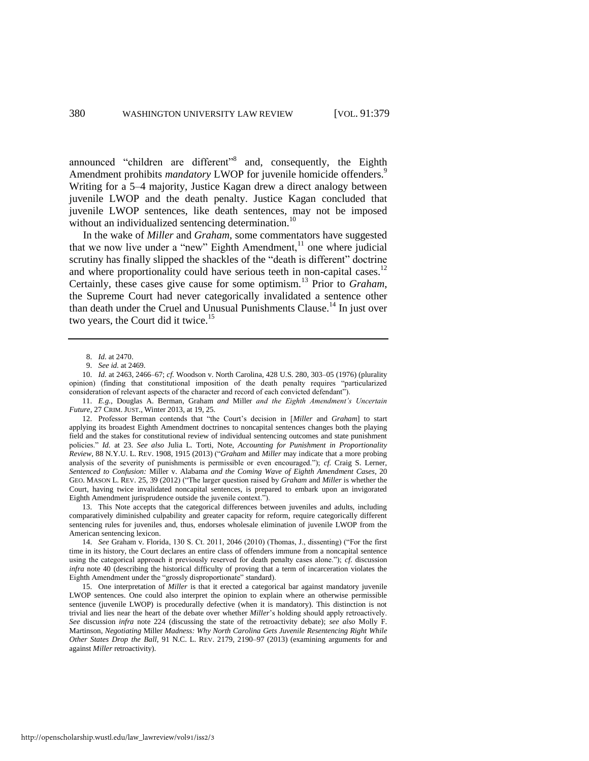announced "children are different"[8] and, consequently, the Eighth Amendment prohibits *mandatory* LWOP for juvenile homicide offenders.[9] Writing for a 5–4 majority, Justice Kagan drew a direct analogy between juvenile LWOP and the death penalty. Justice Kagan concluded that juvenile LWOP sentences, like death sentences, may not be imposed without an individualized sentencing determination.[10]

In the wake of *Miller* and *Graham*, some commentators have suggested that we now live under a "new" Eighth Amendment,[11] one where judicial scrutiny has finally slipped the shackles of the "death is different" doctrine and where proportionality could have serious teeth in non-capital cases.[12] Certainly, these cases give cause for some optimism.[13] Prior to *Graham*, the Supreme Court had never categorically invalidated a sentence other than death under the Cruel and Unusual Punishments Clause.[14] In just over two years, the Court did it twice.[15]

---

8. *Id.* at 2470.

9. *See id.* at 2469.

10. *Id.* at 2463, 2466–67; *cf.* Woodson v. North Carolina, 428 U.S. 280, 303–05 (1976) (plurality opinion) (finding that constitutional imposition of the death penalty requires "particularized consideration of relevant aspects of the character and record of each convicted defendant").

11. *E.g.*, Douglas A. Berman, Graham *and* Miller *and the Eighth Amendment's Uncertain Future*, 27 CRIM. JUST., Winter 2013, at 19, 25.

12. Professor Berman contends that "the Court's decision in [*Miller* and *Graham*] to start applying its broadest Eighth Amendment doctrines to noncapital sentences changes both the playing field and the stakes for constitutional review of individual sentencing outcomes and state punishment policies." *Id.* at 23. *See also* Julia L. Torti, Note, *Accounting for Punishment in Proportionality Review*, 88 N.Y.U. L. REV. 1908, 1915 (2013) ("*Graham* and *Miller* may indicate that a more probing analysis of the severity of punishments is permissible or even encouraged."); *cf.* Craig S. Lerner, *Sentenced to Confusion:* Miller v. Alabama *and the Coming Wave of Eighth Amendment Cases*, 20 GEO. MASON L. REV. 25, 39 (2012) ("The larger question raised by *Graham* and *Miller* is whether the Court, having twice invalidated noncapital sentences, is prepared to embark upon an invigorated Eighth Amendment jurisprudence outside the juvenile context.").

13. This Note accepts that the categorical differences between juveniles and adults, including comparatively diminished culpability and greater capacity for reform, require categorically different sentencing rules for juveniles and, thus, endorses wholesale elimination of juvenile LWOP from the American sentencing lexicon.

14. *See* Graham v. Florida, 130 S. Ct. 2011, 2046 (2010) (Thomas, J., dissenting) ("For the first time in its history, the Court declares an entire class of offenders immune from a noncapital sentence using the categorical approach it previously reserved for death penalty cases alone."); *cf.* discussion *infra* note 40 (describing the historical difficulty of proving that a term of incarceration violates the Eighth Amendment under the "grossly disproportionate" standard).

15. One interpretation of *Miller* is that it erected a categorical bar against mandatory juvenile LWOP sentences. One could also interpret the opinion to explain where an otherwise permissible sentence (juvenile LWOP) is procedurally defective (when it is mandatory). This distinction is not trivial and lies near the heart of the debate over whether *Miller*'s holding should apply retroactively. *See* discussion *infra* note 224 (discussing the state of the retroactivity debate); *see also* Molly F. Martinson, *Negotiating* Miller *Madness: Why North Carolina Gets Juvenile Resentencing Right While Other States Drop the Ball*, 91 N.C. L. REV. 2179, 2190–97 (2013) (examining arguments for and against *Miller* retroactivity).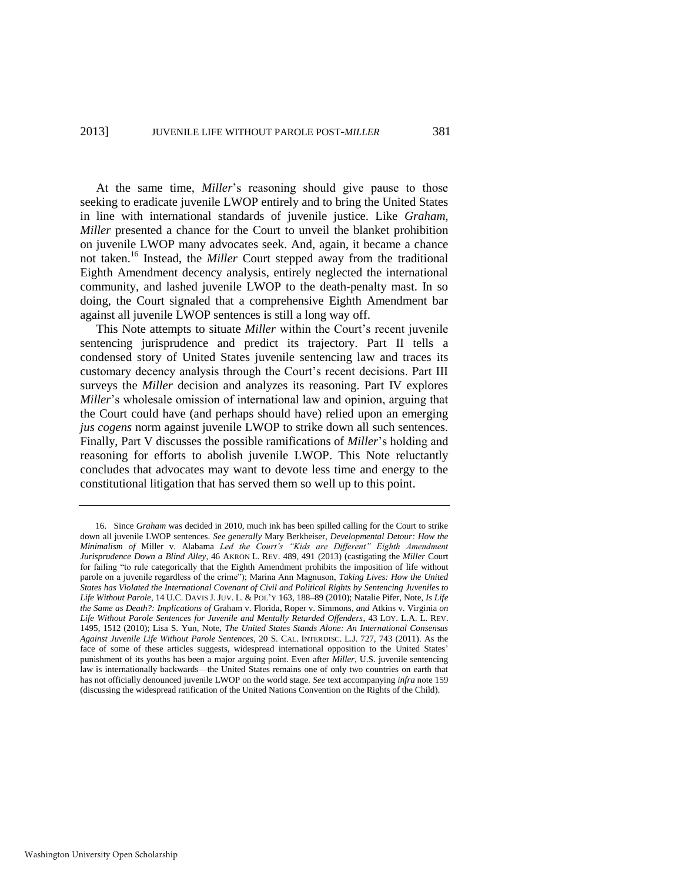At the same time, *Miller*'s reasoning should give pause to those seeking to eradicate juvenile LWOP entirely and to bring the United States in line with international standards of juvenile justice. Like *Graham*, *Miller* presented a chance for the Court to unveil the blanket prohibition on juvenile LWOP many advocates seek. And, again, it became a chance not taken.[16] Instead, the *Miller* Court stepped away from the traditional Eighth Amendment decency analysis, entirely neglected the international community, and lashed juvenile LWOP to the death-penalty mast. In so doing, the Court signaled that a comprehensive Eighth Amendment bar against all juvenile LWOP sentences is still a long way off.

This Note attempts to situate *Miller* within the Court's recent juvenile sentencing jurisprudence and predict its trajectory. Part II tells a condensed story of United States juvenile sentencing law and traces its customary decency analysis through the Court's recent decisions. Part III surveys the *Miller* decision and analyzes its reasoning. Part IV explores *Miller*'s wholesale omission of international law and opinion, arguing that the Court could have (and perhaps should have) relied upon an emerging *jus cogens* norm against juvenile LWOP to strike down all such sentences. Finally, Part V discusses the possible ramifications of *Miller*'s holding and reasoning for efforts to abolish juvenile LWOP. This Note reluctantly concludes that advocates may want to devote less time and energy to the constitutional litigation that has served them so well up to this point.

---

16. Since *Graham* was decided in 2010, much ink has been spilled calling for the Court to strike down all juvenile LWOP sentences. *See generally* Mary Berkheiser, *Developmental Detour: How the Minimalism of* Miller v. Alabama *Led the Court's "Kids are Different" Eighth Amendment Jurisprudence Down a Blind Alley*, 46 AKRON L. REV. 489, 491 (2013) (castigating the *Miller* Court for failing "to rule categorically that the Eighth Amendment prohibits the imposition of life without parole on a juvenile regardless of the crime"); Marina Ann Magnuson, *Taking Lives: How the United States has Violated the International Covenant of Civil and Political Rights by Sentencing Juveniles to Life Without Parole*, 14 U.C. DAVIS J. JUV. L. & POL'Y 163, 188–89 (2010); Natalie Pifer, Note, *Is Life the Same as Death?: Implications of* Graham v. Florida, Roper v. Simmons, *and* Atkins v. Virginia *on Life Without Parole Sentences for Juvenile and Mentally Retarded Offenders*, 43 LOY. L.A. L. REV. 1495, 1512 (2010); Lisa S. Yun, Note, *The United States Stands Alone: An International Consensus Against Juvenile Life Without Parole Sentences*, 20 S. CAL. INTERDISC. L.J. 727, 743 (2011). As the face of some of these articles suggests, widespread international opposition to the United States' punishment of its youths has been a major arguing point. Even after *Miller*, U.S. juvenile sentencing law is internationally backwards—the United States remains one of only two countries on earth that has not officially denounced juvenile LWOP on the world stage. *See* text accompanying *infra* note 159 (discussing the widespread ratification of the United Nations Convention on the Rights of the Child).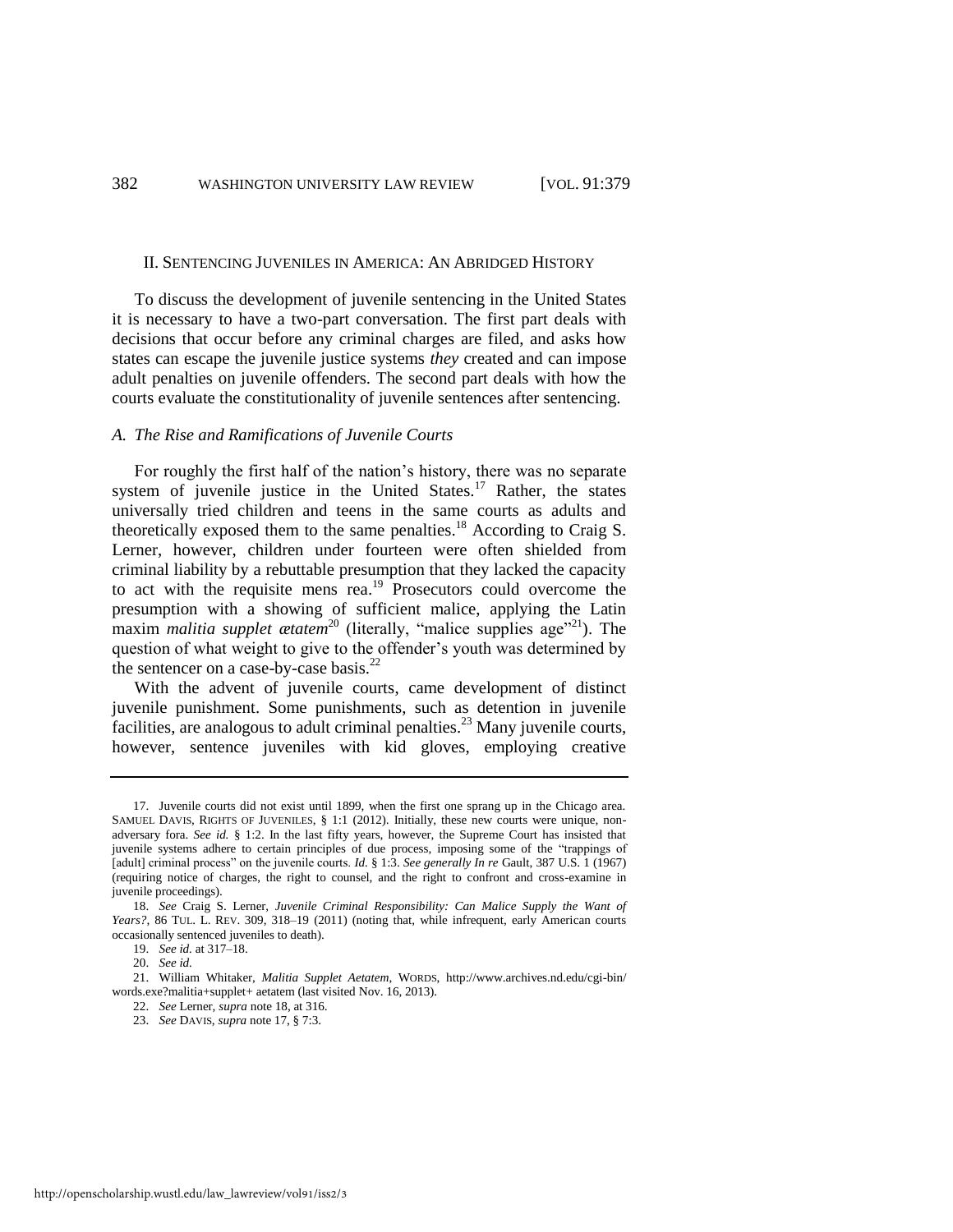## II. Sentencing Juveniles in America: An Abridged History

To discuss the development of juvenile sentencing in the United States it is necessary to have a two-part conversation. The first part deals with decisions that occur before any criminal charges are filed, and asks how states can escape the juvenile justice systems *they* created and can impose adult penalties on juvenile offenders. The second part deals with how the courts evaluate the constitutionality of juvenile sentences after sentencing.

### *A. The Rise and Ramifications of Juvenile Courts*

For roughly the first half of the nation's history, there was no separate system of juvenile justice in the United States.[17] Rather, the states universally tried children and teens in the same courts as adults and theoretically exposed them to the same penalties.[18] According to Craig S. Lerner, however, children under fourteen were often shielded from criminal liability by a rebuttable presumption that they lacked the capacity to act with the requisite mens rea.[19] Prosecutors could overcome the presumption with a showing of sufficient malice, applying the Latin maxim *malitia supplet ætatem*[20] (literally, "malice supplies age"[21]). The question of what weight to give to the offender's youth was determined by the sentencer on a case-by-case basis.[22]

With the advent of juvenile courts, came development of distinct juvenile punishment. Some punishments, such as detention in juvenile facilities, are analogous to adult criminal penalties.[23] Many juvenile courts, however, sentence juveniles with kid gloves, employing creative

---

17. Juvenile courts did not exist until 1899, when the first one sprang up in the Chicago area. Samuel Davis, Rights of Juveniles, § 1:1 (2012). Initially, these new courts were unique, non-adversary fora. *See id.* § 1:2. In the last fifty years, however, the Supreme Court has insisted that juvenile systems adhere to certain principles of due process, imposing some of the "trappings of [adult] criminal process" on the juvenile courts. *Id.* § 1:3. *See generally In re* Gault, 387 U.S. 1 (1967) (requiring notice of charges, the right to counsel, and the right to confront and cross-examine in juvenile proceedings).

18. *See* Craig S. Lerner, *Juvenile Criminal Responsibility: Can Malice Supply the Want of Years?*, 86 Tul. L. Rev. 309, 318–19 (2011) (noting that, while infrequent, early American courts occasionally sentenced juveniles to death).

19. *See id.* at 317–18.

20. *See id.*

21. William Whitaker, *Malitia Supplet Aetatem*, Words, http://www.archives.nd.edu/cgi-bin/words.exe?malitia+supplet+ aetatem (last visited Nov. 16, 2013).

22. *See* Lerner, *supra* note 18, at 316.

23. *See* Davis, *supra* note 17, § 7:3.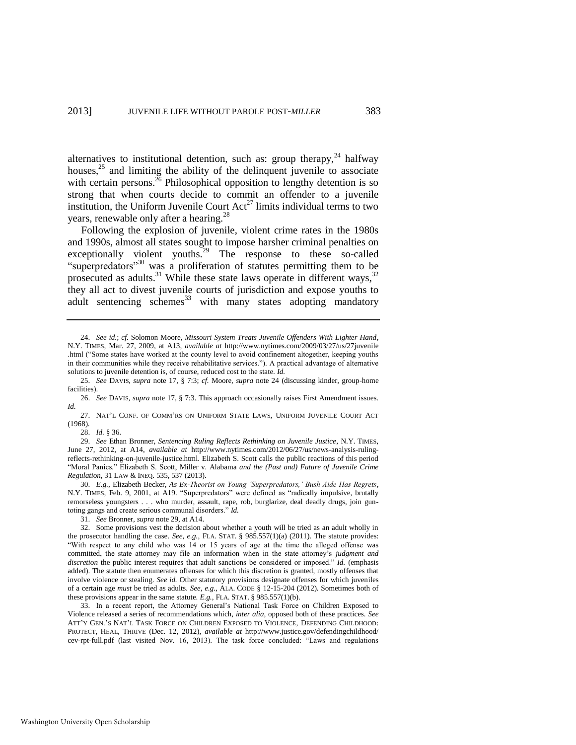alternatives to institutional detention, such as: group therapy,[24] halfway houses,[25] and limiting the ability of the delinquent juvenile to associate with certain persons.[26] Philosophical opposition to lengthy detention is so strong that when courts decide to commit an offender to a juvenile institution, the Uniform Juvenile Court Act[27] limits individual terms to two years, renewable only after a hearing.[28]

Following the explosion of juvenile, violent crime rates in the 1980s and 1990s, almost all states sought to impose harsher criminal penalties on exceptionally violent youths.[29] The response to these so-called "superpredators"[30] was a proliferation of statutes permitting them to be prosecuted as adults.[31] While these state laws operate in different ways,[32] they all act to divest juvenile courts of jurisdiction and expose youths to adult sentencing schemes[33] with many states adopting mandatory

---

24. *See id.*; *cf.* Solomon Moore, *Missouri System Treats Juvenile Offenders With Lighter Hand*, N.Y. TIMES, Mar. 27, 2009, at A13, *available at* http://www.nytimes.com/2009/03/27/us/27juvenile.html ("Some states have worked at the county level to avoid confinement altogether, keeping youths in their communities while they receive rehabilitative services."). A practical advantage of alternative solutions to juvenile detention is, of course, reduced cost to the state. *Id.*

25. *See* DAVIS, *supra* note 17, § 7:3; *cf.* Moore, *supra* note 24 (discussing kinder, group-home facilities).

26. *See* DAVIS, *supra* note 17, § 7:3. This approach occasionally raises First Amendment issues. *Id.*

27. NAT'L CONF. OF COMM'RS ON UNIFORM STATE LAWS, UNIFORM JUVENILE COURT ACT (1968).

28. *Id.* § 36.

29. *See* Ethan Bronner, *Sentencing Ruling Reflects Rethinking on Juvenile Justice*, N.Y. TIMES, June 27, 2012, at A14, *available at* http://www.nytimes.com/2012/06/27/us/news-analysis-ruling-reflects-rethinking-on-juvenile-justice.html. Elizabeth S. Scott calls the public reactions of this period "Moral Panics." Elizabeth S. Scott, Miller v. Alabama *and the (Past and) Future of Juvenile Crime Regulation*, 31 LAW & INEQ. 535, 537 (2013).

30. *E.g.*, Elizabeth Becker, *As Ex-Theorist on Young 'Superpredators,' Bush Aide Has Regrets*, N.Y. TIMES, Feb. 9, 2001, at A19. "Superpredators" were defined as "radically impulsive, brutally remorseless youngsters . . . who murder, assault, rape, rob, burglarize, deal deadly drugs, join gun-toting gangs and create serious communal disorders." *Id.*

31. *See* Bronner, *supra* note 29, at A14.

32. Some provisions vest the decision about whether a youth will be tried as an adult wholly in the prosecutor handling the case. *See, e.g.*, FLA. STAT. § 985.557(1)(a) (2011). The statute provides: "With respect to any child who was 14 or 15 years of age at the time the alleged offense was committed, the state attorney may file an information when in the state attorney's *judgment and discretion* the public interest requires that adult sanctions be considered or imposed." *Id.* (emphasis added). The statute then enumerates offenses for which this discretion is granted, mostly offenses that involve violence or stealing. *See id.* Other statutory provisions designate offenses for which juveniles of a certain age *must* be tried as adults. *See, e.g.*, ALA. CODE § 12-15-204 (2012). Sometimes both of these provisions appear in the same statute. *E.g.*, FLA. STAT. § 985.557(1)(b).

33. In a recent report, the Attorney General's National Task Force on Children Exposed to Violence released a series of recommendations which, *inter alia*, opposed both of these practices. *See* ATT'Y GEN.'S NAT'L TASK FORCE ON CHILDREN EXPOSED TO VIOLENCE, DEFENDING CHILDHOOD: PROTECT, HEAL, THRIVE (Dec. 12, 2012), *available at* http://www.justice.gov/defendingchildhood/cev-rpt-full.pdf (last visited Nov. 16, 2013). The task force concluded: "Laws and regulations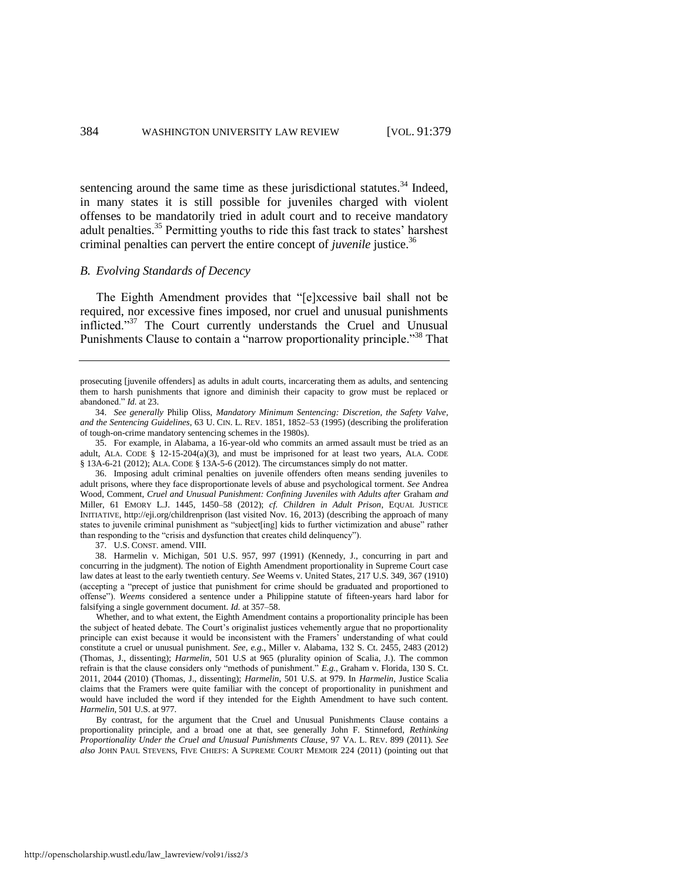sentencing around the same time as these jurisdictional statutes.[34] Indeed, in many states it is still possible for juveniles charged with violent offenses to be mandatorily tried in adult court and to receive mandatory adult penalties.[35] Permitting youths to ride this fast track to states' harshest criminal penalties can pervert the entire concept of *juvenile* justice.[36]

### *B. Evolving Standards of Decency*

The Eighth Amendment provides that "[e]xcessive bail shall not be required, nor excessive fines imposed, nor cruel and unusual punishments inflicted."[37] The Court currently understands the Cruel and Unusual Punishments Clause to contain a "narrow proportionality principle."[38] That

---

prosecuting [juvenile offenders] as adults in adult courts, incarcerating them as adults, and sentencing them to harsh punishments that ignore and diminish their capacity to grow must be replaced or abandoned." *Id.* at 23.

34. *See generally* Philip Oliss, *Mandatory Minimum Sentencing: Discretion, the Safety Valve, and the Sentencing Guidelines*, 63 U. CIN. L. REV. 1851, 1852–53 (1995) (describing the proliferation of tough-on-crime mandatory sentencing schemes in the 1980s).

35. For example, in Alabama, a 16-year-old who commits an armed assault must be tried as an adult, ALA. CODE § 12-15-204(a)(3), and must be imprisoned for at least two years, ALA. CODE § 13A-6-21 (2012); ALA. CODE § 13A-5-6 (2012). The circumstances simply do not matter.

36. Imposing adult criminal penalties on juvenile offenders often means sending juveniles to adult prisons, where they face disproportionate levels of abuse and psychological torment. *See* Andrea Wood, Comment, *Cruel and Unusual Punishment: Confining Juveniles with Adults after* Graham *and* Miller, 61 EMORY L.J. 1445, 1450–58 (2012); *cf. Children in Adult Prison*, EQUAL JUSTICE INITIATIVE, http://eji.org/childrenprison (last visited Nov. 16, 2013) (describing the approach of many states to juvenile criminal punishment as "subject[ing] kids to further victimization and abuse" rather than responding to the "crisis and dysfunction that creates child delinquency").

37. U.S. CONST. amend. VIII.

38. Harmelin v. Michigan, 501 U.S. 957, 997 (1991) (Kennedy, J., concurring in part and concurring in the judgment). The notion of Eighth Amendment proportionality in Supreme Court case law dates at least to the early twentieth century. *See* Weems v. United States, 217 U.S. 349, 367 (1910) (accepting a "precept of justice that punishment for crime should be graduated and proportioned to offense"). *Weems* considered a sentence under a Philippine statute of fifteen-years hard labor for falsifying a single government document. *Id.* at 357–58.

Whether, and to what extent, the Eighth Amendment contains a proportionality principle has been the subject of heated debate. The Court's originalist justices vehemently argue that no proportionality principle can exist because it would be inconsistent with the Framers' understanding of what could constitute a cruel or unusual punishment. *See, e.g.*, Miller v. Alabama, 132 S. Ct. 2455, 2483 (2012) (Thomas, J., dissenting); *Harmelin*, 501 U.S at 965 (plurality opinion of Scalia, J.). The common refrain is that the clause considers only "methods of punishment." *E.g.*, Graham v. Florida, 130 S. Ct. 2011, 2044 (2010) (Thomas, J., dissenting); *Harmelin*, 501 U.S. at 979. In *Harmelin*, Justice Scalia claims that the Framers were quite familiar with the concept of proportionality in punishment and would have included the word if they intended for the Eighth Amendment to have such content. *Harmelin*, 501 U.S. at 977.

By contrast, for the argument that the Cruel and Unusual Punishments Clause contains a proportionality principle, and a broad one at that, see generally John F. Stinneford, *Rethinking Proportionality Under the Cruel and Unusual Punishments Clause*, 97 VA. L. REV. 899 (2011). *See also* JOHN PAUL STEVENS, FIVE CHIEFS: A SUPREME COURT MEMOIR 224 (2011) (pointing out that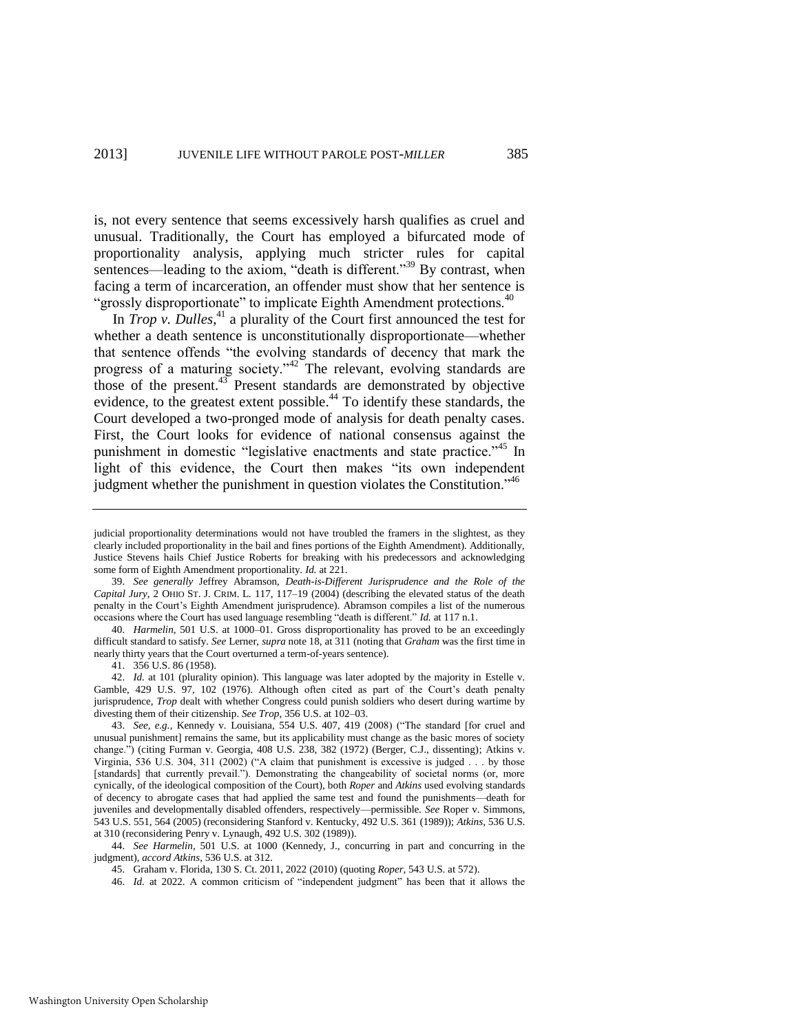is, not every sentence that seems excessively harsh qualifies as cruel and unusual. Traditionally, the Court has employed a bifurcated mode of proportionality analysis, applying much stricter rules for capital sentences—leading to the axiom, "death is different."[39] By contrast, when facing a term of incarceration, an offender must show that her sentence is "grossly disproportionate" to implicate Eighth Amendment protections.[40]

In *Trop v. Dulles*,[41] a plurality of the Court first announced the test for whether a death sentence is unconstitutionally disproportionate—whether that sentence offends "the evolving standards of decency that mark the progress of a maturing society."[42] The relevant, evolving standards are those of the present.[43] Present standards are demonstrated by objective evidence, to the greatest extent possible.[44] To identify these standards, the Court developed a two-pronged mode of analysis for death penalty cases. First, the Court looks for evidence of national consensus against the punishment in domestic "legislative enactments and state practice."[45] In light of this evidence, the Court then makes "its own independent judgment whether the punishment in question violates the Constitution."[46]

---

judicial proportionality determinations would not have troubled the framers in the slightest, as they clearly included proportionality in the bail and fines portions of the Eighth Amendment). Additionally, Justice Stevens hails Chief Justice Roberts for breaking with his predecessors and acknowledging some form of Eighth Amendment proportionality. *Id.* at 221.

39. *See generally* Jeffrey Abramson, *Death-is-Different Jurisprudence and the Role of the Capital Jury*, 2 OHIO ST. J. CRIM. L. 117, 117–19 (2004) (describing the elevated status of the death penalty in the Court's Eighth Amendment jurisprudence). Abramson compiles a list of the numerous occasions where the Court has used language resembling "death is different." *Id.* at 117 n.1.

40. *Harmelin*, 501 U.S. at 1000–01. Gross disproportionality has proved to be an exceedingly difficult standard to satisfy. *See* Lerner, *supra* note 18, at 311 (noting that *Graham* was the first time in nearly thirty years that the Court overturned a term-of-years sentence).

41. 356 U.S. 86 (1958).

42. *Id.* at 101 (plurality opinion). This language was later adopted by the majority in Estelle v. Gamble, 429 U.S. 97, 102 (1976). Although often cited as part of the Court's death penalty jurisprudence, *Trop* dealt with whether Congress could punish soldiers who desert during wartime by divesting them of their citizenship. *See Trop*, 356 U.S. at 102–03.

43. *See, e.g.*, Kennedy v. Louisiana, 554 U.S. 407, 419 (2008) ("The standard [for cruel and unusual punishment] remains the same, but its applicability must change as the basic mores of society change.") (citing Furman v. Georgia, 408 U.S. 238, 382 (1972) (Berger, C.J., dissenting); Atkins v. Virginia, 536 U.S. 304, 311 (2002) ("A claim that punishment is excessive is judged . . . by those [standards] that currently prevail."). Demonstrating the changeability of societal norms (or, more cynically, of the ideological composition of the Court), both *Roper* and *Atkins* used evolving standards of decency to abrogate cases that had applied the same test and found the punishments—death for juveniles and developmentally disabled offenders, respectively—permissible. *See* Roper v. Simmons, 543 U.S. 551, 564 (2005) (reconsidering Stanford v. Kentucky, 492 U.S. 361 (1989)); *Atkins*, 536 U.S. at 310 (reconsidering Penry v. Lynaugh, 492 U.S. 302 (1989)).

44. *See Harmelin*, 501 U.S. at 1000 (Kennedy, J., concurring in part and concurring in the judgment), *accord Atkins*, 536 U.S. at 312.

45. Graham v. Florida, 130 S. Ct. 2011, 2022 (2010) (quoting *Roper*, 543 U.S. at 572).

46. *Id.* at 2022. A common criticism of "independent judgment" has been that it allows the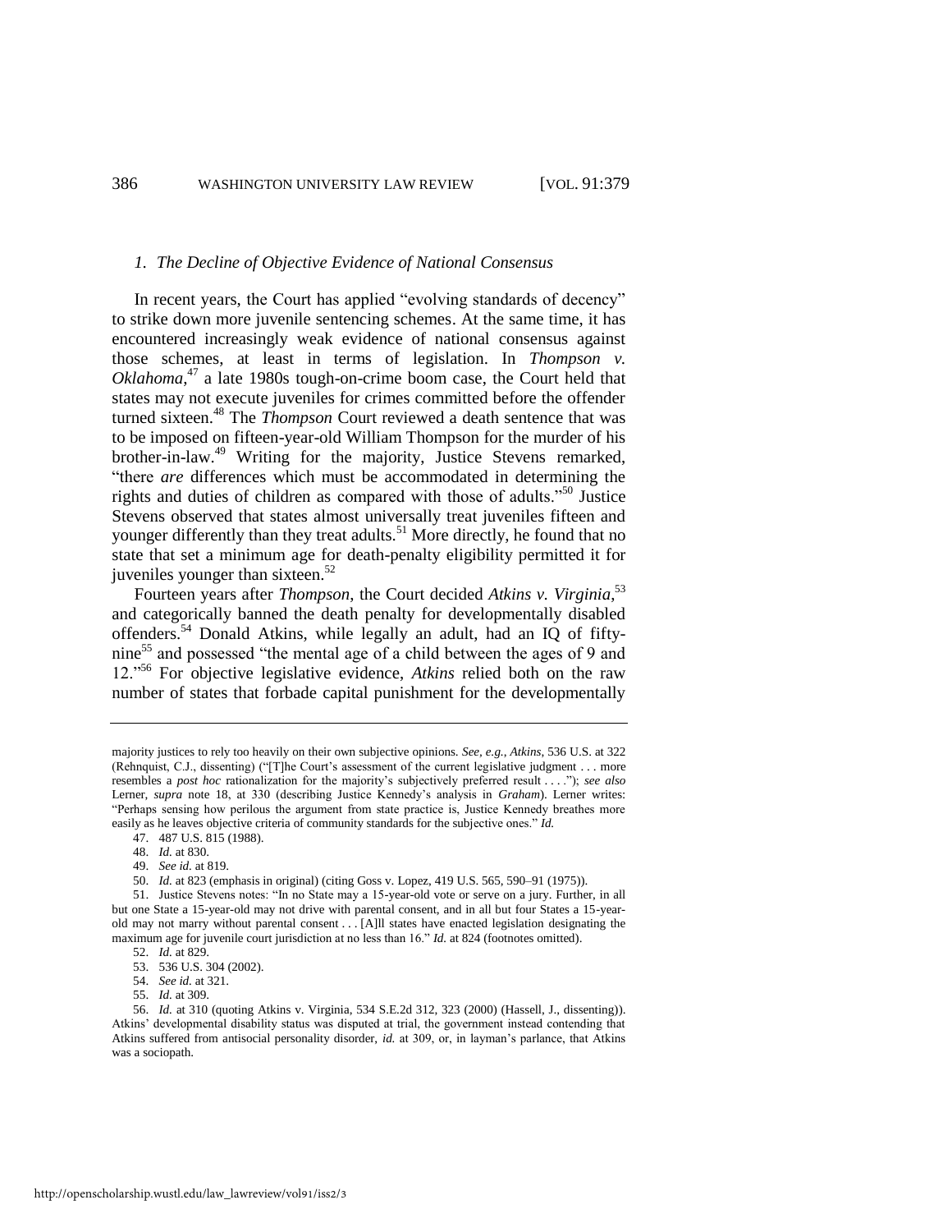### *1. The Decline of Objective Evidence of National Consensus*

In recent years, the Court has applied "evolving standards of decency" to strike down more juvenile sentencing schemes. At the same time, it has encountered increasingly weak evidence of national consensus against those schemes, at least in terms of legislation. In *Thompson v. Oklahoma*,[47] a late 1980s tough-on-crime boom case, the Court held that states may not execute juveniles for crimes committed before the offender turned sixteen.[48] The *Thompson* Court reviewed a death sentence that was to be imposed on fifteen-year-old William Thompson for the murder of his brother-in-law.[49] Writing for the majority, Justice Stevens remarked, "there *are* differences which must be accommodated in determining the rights and duties of children as compared with those of adults."[50] Justice Stevens observed that states almost universally treat juveniles fifteen and younger differently than they treat adults.[51] More directly, he found that no state that set a minimum age for death-penalty eligibility permitted it for juveniles younger than sixteen.[52]

Fourteen years after *Thompson*, the Court decided *Atkins v. Virginia*,[53] and categorically banned the death penalty for developmentally disabled offenders.[54] Donald Atkins, while legally an adult, had an IQ of fifty-nine[55] and possessed "the mental age of a child between the ages of 9 and 12."[56] For objective legislative evidence, *Atkins* relied both on the raw number of states that forbade capital punishment for the developmentally

---

majority justices to rely too heavily on their own subjective opinions. *See, e.g.*, *Atkins*, 536 U.S. at 322 (Rehnquist, C.J., dissenting) ("[T]he Court's assessment of the current legislative judgment . . . more resembles a *post hoc* rationalization for the majority's subjectively preferred result . . . ."); *see also* Lerner, *supra* note 18, at 330 (describing Justice Kennedy's analysis in *Graham*). Lerner writes: "Perhaps sensing how perilous the argument from state practice is, Justice Kennedy breathes more easily as he leaves objective criteria of community standards for the subjective ones." *Id.*

47. 487 U.S. 815 (1988).

48. *Id.* at 830.

49. *See id.* at 819.

50. *Id.* at 823 (emphasis in original) (citing Goss v. Lopez, 419 U.S. 565, 590–91 (1975)).

51. Justice Stevens notes: "In no State may a 15-year-old vote or serve on a jury. Further, in all but one State a 15-year-old may not drive with parental consent, and in all but four States a 15-year-old may not marry without parental consent . . . [A]ll states have enacted legislation designating the maximum age for juvenile court jurisdiction at no less than 16." *Id.* at 824 (footnotes omitted).

52. *Id.* at 829.

53. 536 U.S. 304 (2002).

54. *See id.* at 321.

55. *Id.* at 309.

56. *Id.* at 310 (quoting Atkins v. Virginia, 534 S.E.2d 312, 323 (2000) (Hassell, J., dissenting)). Atkins' developmental disability status was disputed at trial, the government instead contending that Atkins suffered from antisocial personality disorder, *id.* at 309, or, in layman's parlance, that Atkins was a sociopath.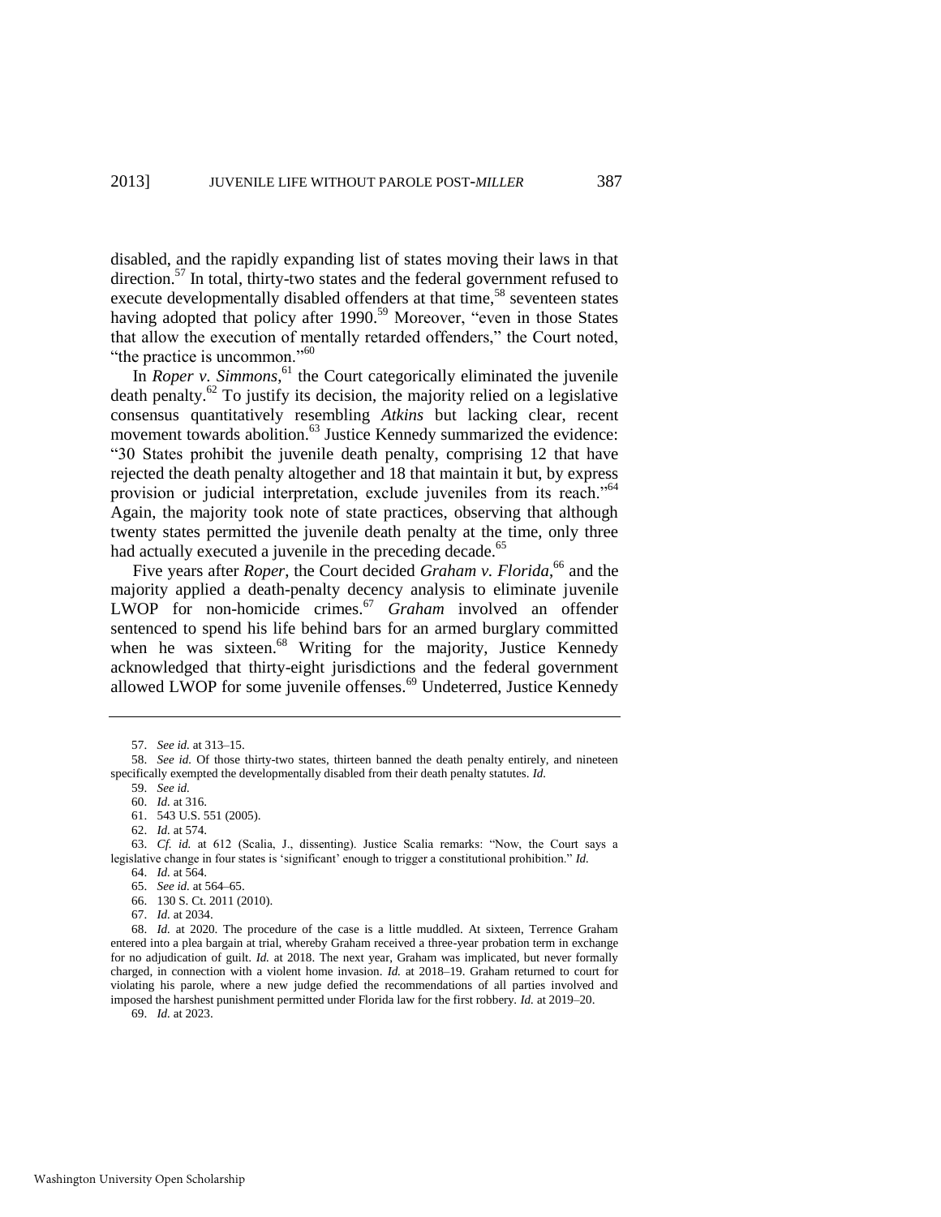disabled, and the rapidly expanding list of states moving their laws in that direction.[57] In total, thirty-two states and the federal government refused to execute developmentally disabled offenders at that time,[58] seventeen states having adopted that policy after 1990.[59] Moreover, "even in those States that allow the execution of mentally retarded offenders," the Court noted, "the practice is uncommon."[60]

In *Roper v. Simmons*,[61] the Court categorically eliminated the juvenile death penalty.[62] To justify its decision, the majority relied on a legislative consensus quantitatively resembling *Atkins* but lacking clear, recent movement towards abolition.[63] Justice Kennedy summarized the evidence: "30 States prohibit the juvenile death penalty, comprising 12 that have rejected the death penalty altogether and 18 that maintain it but, by express provision or judicial interpretation, exclude juveniles from its reach."[64] Again, the majority took note of state practices, observing that although twenty states permitted the juvenile death penalty at the time, only three had actually executed a juvenile in the preceding decade.[65]

Five years after *Roper*, the Court decided *Graham v. Florida*,[66] and the majority applied a death-penalty decency analysis to eliminate juvenile LWOP for non-homicide crimes.[67] *Graham* involved an offender sentenced to spend his life behind bars for an armed burglary committed when he was sixteen.[68] Writing for the majority, Justice Kennedy acknowledged that thirty-eight jurisdictions and the federal government allowed LWOP for some juvenile offenses.[69] Undeterred, Justice Kennedy

---

57. *See id.* at 313–15.

58. *See id.* Of those thirty-two states, thirteen banned the death penalty entirely, and nineteen specifically exempted the developmentally disabled from their death penalty statutes. *Id.*

59. *See id.*

60. *Id.* at 316.

61. 543 U.S. 551 (2005).

62. *Id.* at 574.

63. *Cf. id.* at 612 (Scalia, J., dissenting). Justice Scalia remarks: "Now, the Court says a legislative change in four states is 'significant' enough to trigger a constitutional prohibition." *Id.*

64. *Id.* at 564.

65. *See id.* at 564–65.

66. 130 S. Ct. 2011 (2010).

67. *Id.* at 2034.

68. *Id.* at 2020. The procedure of the case is a little muddled. At sixteen, Terrence Graham entered into a plea bargain at trial, whereby Graham received a three-year probation term in exchange for no adjudication of guilt. *Id.* at 2018. The next year, Graham was implicated, but never formally charged, in connection with a violent home invasion. *Id.* at 2018–19. Graham returned to court for violating his parole, where a new judge defied the recommendations of all parties involved and imposed the harshest punishment permitted under Florida law for the first robbery. *Id.* at 2019–20.

69. *Id.* at 2023.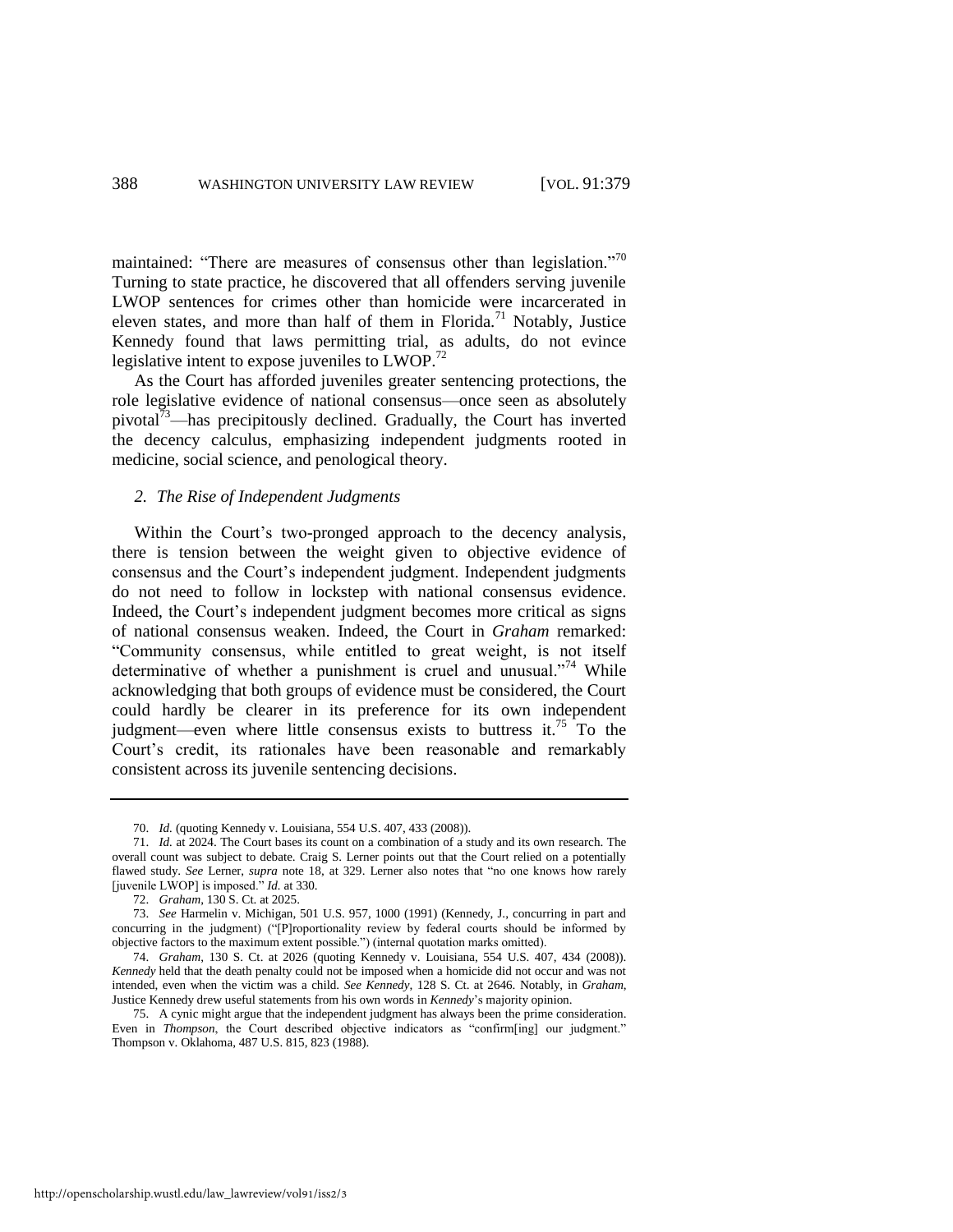maintained: "There are measures of consensus other than legislation."[70] Turning to state practice, he discovered that all offenders serving juvenile LWOP sentences for crimes other than homicide were incarcerated in eleven states, and more than half of them in Florida.[71] Notably, Justice Kennedy found that laws permitting trial, as adults, do not evince legislative intent to expose juveniles to LWOP.[72]

As the Court has afforded juveniles greater sentencing protections, the role legislative evidence of national consensus—once seen as absolutely pivotal[73]—has precipitously declined. Gradually, the Court has inverted the decency calculus, emphasizing independent judgments rooted in medicine, social science, and penological theory.

### *2. The Rise of Independent Judgments*

Within the Court's two-pronged approach to the decency analysis, there is tension between the weight given to objective evidence of consensus and the Court's independent judgment. Independent judgments do not need to follow in lockstep with national consensus evidence. Indeed, the Court's independent judgment becomes more critical as signs of national consensus weaken. Indeed, the Court in *Graham* remarked: "Community consensus, while entitled to great weight, is not itself determinative of whether a punishment is cruel and unusual."[74] While acknowledging that both groups of evidence must be considered, the Court could hardly be clearer in its preference for its own independent judgment—even where little consensus exists to buttress it.[75] To the Court's credit, its rationales have been reasonable and remarkably consistent across its juvenile sentencing decisions.

---

70. *Id.* (quoting Kennedy v. Louisiana, 554 U.S. 407, 433 (2008)).

71. *Id.* at 2024. The Court bases its count on a combination of a study and its own research. The overall count was subject to debate. Craig S. Lerner points out that the Court relied on a potentially flawed study. *See* Lerner, *supra* note 18, at 329. Lerner also notes that "no one knows how rarely [juvenile LWOP] is imposed." *Id.* at 330.

72. *Graham*, 130 S. Ct. at 2025.

73. *See* Harmelin v. Michigan, 501 U.S. 957, 1000 (1991) (Kennedy, J., concurring in part and concurring in the judgment) ("[P]roportionality review by federal courts should be informed by objective factors to the maximum extent possible.") (internal quotation marks omitted).

74. *Graham*, 130 S. Ct. at 2026 (quoting Kennedy v. Louisiana, 554 U.S. 407, 434 (2008)). *Kennedy* held that the death penalty could not be imposed when a homicide did not occur and was not intended, even when the victim was a child. *See Kennedy*, 128 S. Ct. at 2646. Notably, in *Graham*, Justice Kennedy drew useful statements from his own words in *Kennedy*'s majority opinion.

75. A cynic might argue that the independent judgment has always been the prime consideration. Even in *Thompson*, the Court described objective indicators as "confirm[ing] our judgment." Thompson v. Oklahoma, 487 U.S. 815, 823 (1988).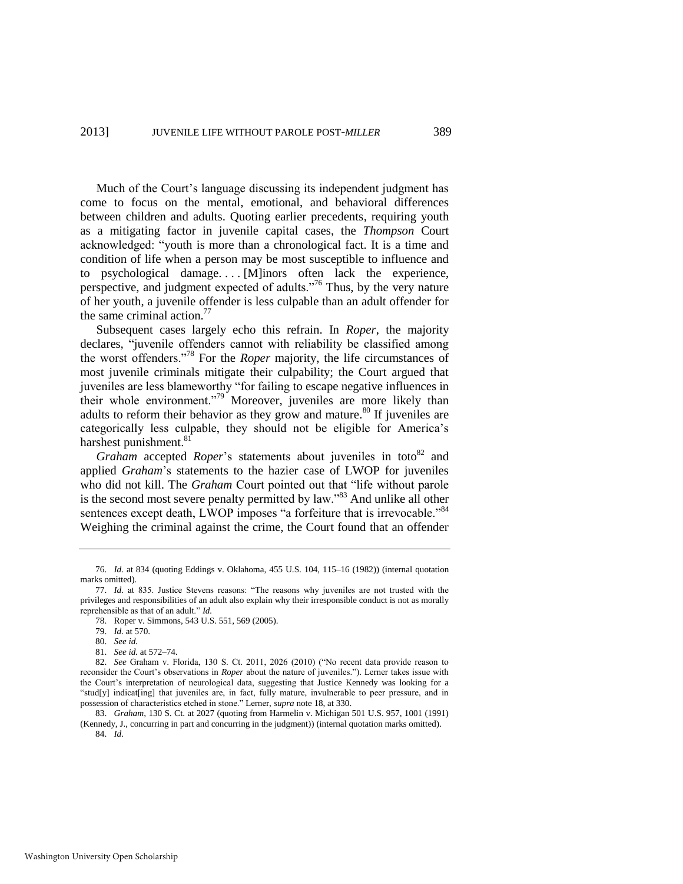Much of the Court's language discussing its independent judgment has come to focus on the mental, emotional, and behavioral differences between children and adults. Quoting earlier precedents, requiring youth as a mitigating factor in juvenile capital cases, the *Thompson* Court acknowledged: "youth is more than a chronological fact. It is a time and condition of life when a person may be most susceptible to influence and to psychological damage. . . . [M]inors often lack the experience, perspective, and judgment expected of adults."[76] Thus, by the very nature of her youth, a juvenile offender is less culpable than an adult offender for the same criminal action.[77]

Subsequent cases largely echo this refrain. In *Roper*, the majority declares, "juvenile offenders cannot with reliability be classified among the worst offenders."[78] For the *Roper* majority, the life circumstances of most juvenile criminals mitigate their culpability; the Court argued that juveniles are less blameworthy "for failing to escape negative influences in their whole environment."[79] Moreover, juveniles are more likely than adults to reform their behavior as they grow and mature.[80] If juveniles are categorically less culpable, they should not be eligible for America's harshest punishment.[81]

*Graham* accepted *Roper*'s statements about juveniles in toto[82] and applied *Graham*'s statements to the hazier case of LWOP for juveniles who did not kill. The *Graham* Court pointed out that "life without parole is the second most severe penalty permitted by law."[83] And unlike all other sentences except death, LWOP imposes "a forfeiture that is irrevocable."[84] Weighing the criminal against the crime, the Court found that an offender

---

76. *Id.* at 834 (quoting Eddings v. Oklahoma, 455 U.S. 104, 115–16 (1982)) (internal quotation marks omitted).

77. *Id.* at 835. Justice Stevens reasons: "The reasons why juveniles are not trusted with the privileges and responsibilities of an adult also explain why their irresponsible conduct is not as morally reprehensible as that of an adult." *Id.*

78. Roper v. Simmons, 543 U.S. 551, 569 (2005).

79. *Id.* at 570.

80. *See id.*

81. *See id.* at 572–74.

82. *See* Graham v. Florida, 130 S. Ct. 2011, 2026 (2010) ("No recent data provide reason to reconsider the Court's observations in *Roper* about the nature of juveniles."). Lerner takes issue with the Court's interpretation of neurological data, suggesting that Justice Kennedy was looking for a "stud[y] indicat[ing] that juveniles are, in fact, fully mature, invulnerable to peer pressure, and in possession of characteristics etched in stone." Lerner, *supra* note 18, at 330.

83. *Graham*, 130 S. Ct. at 2027 (quoting from Harmelin v. Michigan 501 U.S. 957, 1001 (1991) (Kennedy, J., concurring in part and concurring in the judgment)) (internal quotation marks omitted).

84. *Id.*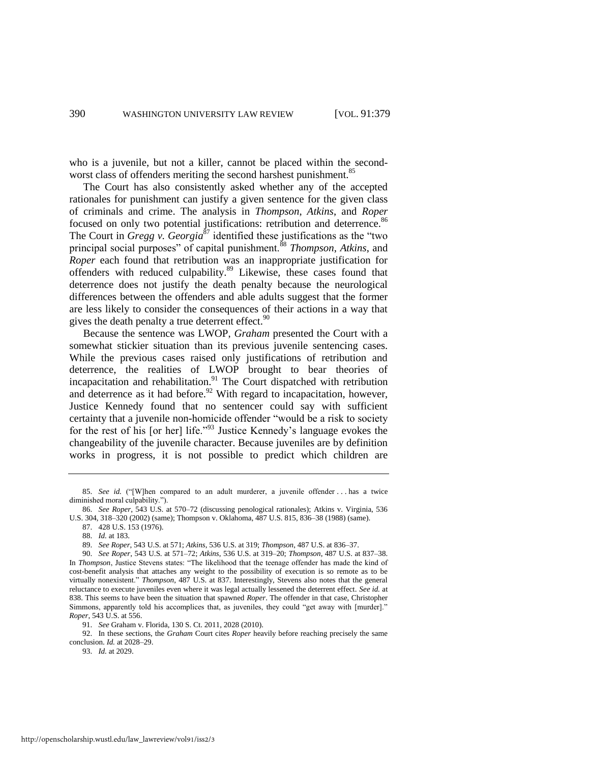who is a juvenile, but not a killer, cannot be placed within the second-worst class of offenders meriting the second harshest punishment.[85]

The Court has also consistently asked whether any of the accepted rationales for punishment can justify a given sentence for the given class of criminals and crime. The analysis in *Thompson*, *Atkins*, and *Roper* focused on only two potential justifications: retribution and deterrence.[86] The Court in *Gregg v. Georgia*[87] identified these justifications as the "two principal social purposes" of capital punishment.[88] *Thompson*, *Atkins*, and *Roper* each found that retribution was an inappropriate justification for offenders with reduced culpability.[89] Likewise, these cases found that deterrence does not justify the death penalty because the neurological differences between the offenders and able adults suggest that the former are less likely to consider the consequences of their actions in a way that gives the death penalty a true deterrent effect.[90]

Because the sentence was LWOP, *Graham* presented the Court with a somewhat stickier situation than its previous juvenile sentencing cases. While the previous cases raised only justifications of retribution and deterrence, the realities of LWOP brought to bear theories of incapacitation and rehabilitation.[91] The Court dispatched with retribution and deterrence as it had before.[92] With regard to incapacitation, however, Justice Kennedy found that no sentencer could say with sufficient certainty that a juvenile non-homicide offender "would be a risk to society for the rest of his [or her] life."[93] Justice Kennedy's language evokes the changeability of the juvenile character. Because juveniles are by definition works in progress, it is not possible to predict which children are

---

85. *See id.* ("[W]hen compared to an adult murderer, a juvenile offender . . . has a twice diminished moral culpability.").

86. *See Roper*, 543 U.S. at 570–72 (discussing penological rationales); Atkins v. Virginia, 536 U.S. 304, 318–320 (2002) (same); Thompson v. Oklahoma, 487 U.S. 815, 836–38 (1988) (same).

87. 428 U.S. 153 (1976).

88. *Id.* at 183.

89. *See Roper*, 543 U.S. at 571; *Atkins*, 536 U.S. at 319; *Thompson*, 487 U.S. at 836–37.

90. *See Roper*, 543 U.S. at 571–72; *Atkins*, 536 U.S. at 319–20; *Thompson*, 487 U.S. at 837–38. In *Thompson*, Justice Stevens states: "The likelihood that the teenage offender has made the kind of cost-benefit analysis that attaches any weight to the possibility of execution is so remote as to be virtually nonexistent." *Thompson*, 487 U.S. at 837. Interestingly, Stevens also notes that the general reluctance to execute juveniles even where it was legal actually lessened the deterrent effect. *See id.* at 838. This seems to have been the situation that spawned *Roper*. The offender in that case, Christopher Simmons, apparently told his accomplices that, as juveniles, they could "get away with [murder]." *Roper*, 543 U.S. at 556.

91. *See* Graham v. Florida, 130 S. Ct. 2011, 2028 (2010).

92. In these sections, the *Graham* Court cites *Roper* heavily before reaching precisely the same conclusion. *Id.* at 2028–29.

93. *Id.* at 2029.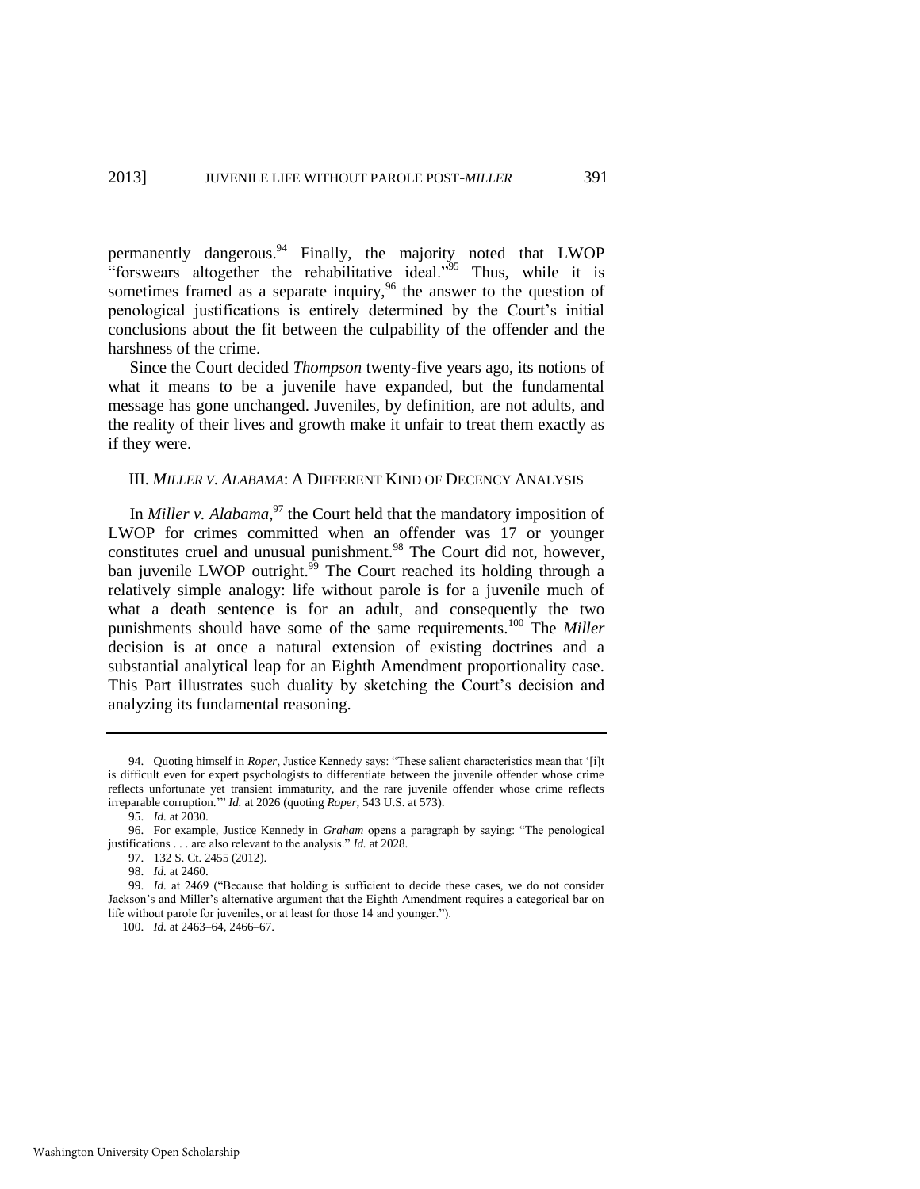permanently dangerous.[94] Finally, the majority noted that LWOP "forswears altogether the rehabilitative ideal."[95] Thus, while it is sometimes framed as a separate inquiry,[96] the answer to the question of penological justifications is entirely determined by the Court's initial conclusions about the fit between the culpability of the offender and the harshness of the crime.

Since the Court decided *Thompson* twenty-five years ago, its notions of what it means to be a juvenile have expanded, but the fundamental message has gone unchanged. Juveniles, by definition, are not adults, and the reality of their lives and growth make it unfair to treat them exactly as if they were.

## III. *MILLER V. ALABAMA*: A DIFFERENT KIND OF DECENCY ANALYSIS

In *Miller v. Alabama*,[97] the Court held that the mandatory imposition of LWOP for crimes committed when an offender was 17 or younger constitutes cruel and unusual punishment.[98] The Court did not, however, ban juvenile LWOP outright.[99] The Court reached its holding through a relatively simple analogy: life without parole is for a juvenile much of what a death sentence is for an adult, and consequently the two punishments should have some of the same requirements.[100] The *Miller* decision is at once a natural extension of existing doctrines and a substantial analytical leap for an Eighth Amendment proportionality case. This Part illustrates such duality by sketching the Court's decision and analyzing its fundamental reasoning.

---

94. Quoting himself in *Roper*, Justice Kennedy says: "These salient characteristics mean that '[i]t is difficult even for expert psychologists to differentiate between the juvenile offender whose crime reflects unfortunate yet transient immaturity, and the rare juvenile offender whose crime reflects irreparable corruption.'" *Id.* at 2026 (quoting *Roper*, 543 U.S. at 573).

95. *Id.* at 2030.

96. For example, Justice Kennedy in *Graham* opens a paragraph by saying: "The penological justifications . . . are also relevant to the analysis." *Id.* at 2028.

97. 132 S. Ct. 2455 (2012).

98. *Id.* at 2460.

99. *Id.* at 2469 ("Because that holding is sufficient to decide these cases, we do not consider Jackson's and Miller's alternative argument that the Eighth Amendment requires a categorical bar on life without parole for juveniles, or at least for those 14 and younger.").

100. *Id.* at 2463–64, 2466–67.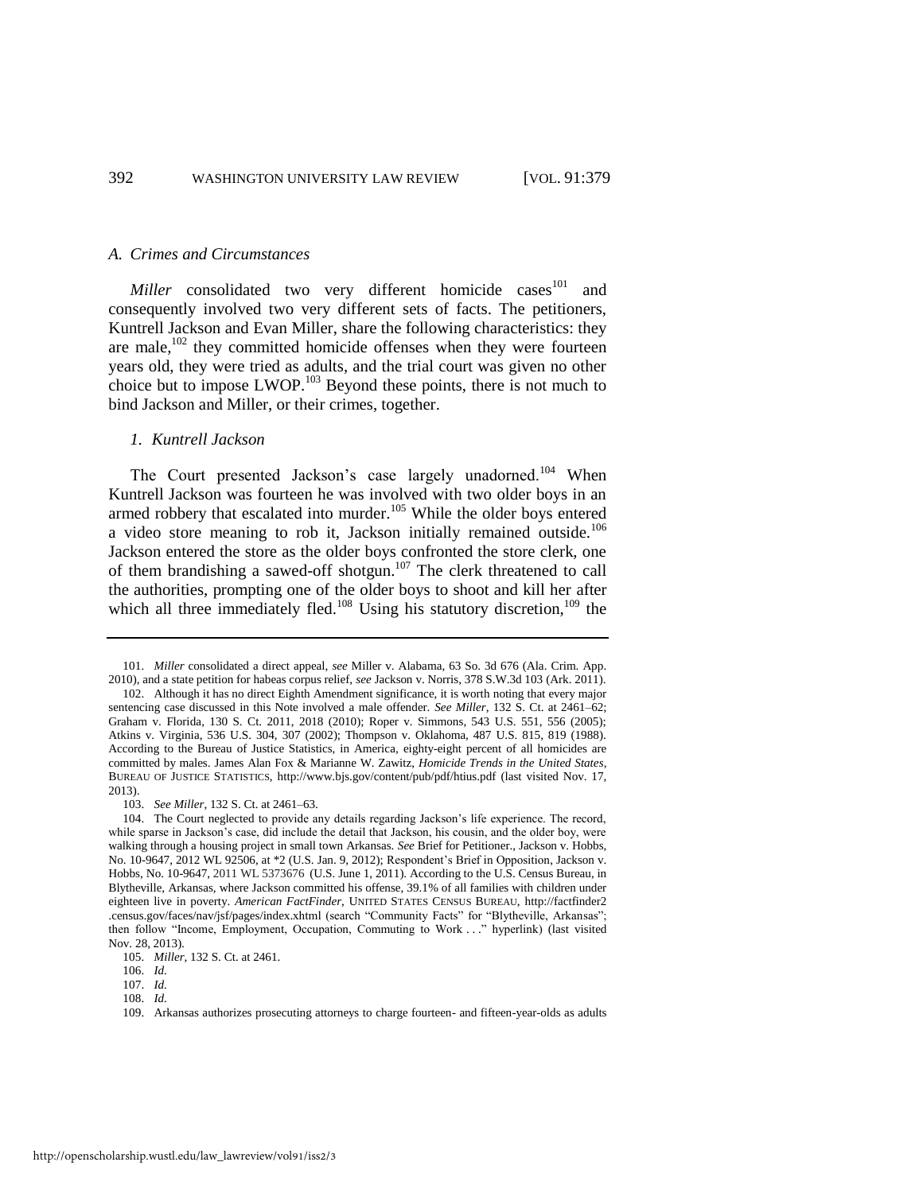### A. Crimes and Circumstances

*Miller* consolidated two very different homicide cases[101] and consequently involved two very different sets of facts. The petitioners, Kuntrell Jackson and Evan Miller, share the following characteristics: they are male,[102] they committed homicide offenses when they were fourteen years old, they were tried as adults, and the trial court was given no other choice but to impose LWOP.[103] Beyond these points, there is not much to bind Jackson and Miller, or their crimes, together.

#### 1. Kuntrell Jackson

The Court presented Jackson's case largely unadorned.[104] When Kuntrell Jackson was fourteen he was involved with two older boys in an armed robbery that escalated into murder.[105] While the older boys entered a video store meaning to rob it, Jackson initially remained outside.[106] Jackson entered the store as the older boys confronted the store clerk, one of them brandishing a sawed-off shotgun.[107] The clerk threatened to call the authorities, prompting one of the older boys to shoot and kill her after which all three immediately fled.[108] Using his statutory discretion,[109] the

---

101. *Miller* consolidated a direct appeal, *see* Miller v. Alabama, 63 So. 3d 676 (Ala. Crim. App. 2010), and a state petition for habeas corpus relief, *see* Jackson v. Norris, 378 S.W.3d 103 (Ark. 2011).

102. Although it has no direct Eighth Amendment significance, it is worth noting that every major sentencing case discussed in this Note involved a male offender. *See Miller*, 132 S. Ct. at 2461–62; Graham v. Florida, 130 S. Ct. 2011, 2018 (2010); Roper v. Simmons, 543 U.S. 551, 556 (2005); Atkins v. Virginia, 536 U.S. 304, 307 (2002); Thompson v. Oklahoma, 487 U.S. 815, 819 (1988). According to the Bureau of Justice Statistics, in America, eighty-eight percent of all homicides are committed by males. James Alan Fox & Marianne W. Zawitz, *Homicide Trends in the United States*, BUREAU OF JUSTICE STATISTICS, http://www.bjs.gov/content/pub/pdf/htius.pdf (last visited Nov. 17, 2013).

103. *See Miller*, 132 S. Ct. at 2461–63.

104. The Court neglected to provide any details regarding Jackson's life experience. The record, while sparse in Jackson's case, did include the detail that Jackson, his cousin, and the older boy, were walking through a housing project in small town Arkansas. *See* Brief for Petitioner., Jackson v. Hobbs, No. 10-9647, 2012 WL 92506, at *2 (U.S. Jan. 9, 2012); Respondent's Brief in Opposition, Jackson v. Hobbs, No. 10-9647, 2011 WL 5373676 (U.S. June 1, 2011). According to the U.S. Census Bureau, in Blytheville, Arkansas, where Jackson committed his offense, 39.1% of all families with children under eighteen live in poverty. *American FactFinder*, UNITED STATES CENSUS BUREAU, http://factfinder2.census.gov/faces/nav/jsf/pages/index.xhtml (search "Community Facts" for "Blytheville, Arkansas"; then follow "Income, Employment, Occupation, Commuting to Work . . ." hyperlink) (last visited Nov. 28, 2013).

105. *Miller*, 132 S. Ct. at 2461.

106. *Id.*

107. *Id.*

108. *Id.*

109. Arkansas authorizes prosecuting attorneys to charge fourteen- and fifteen-year-olds as adults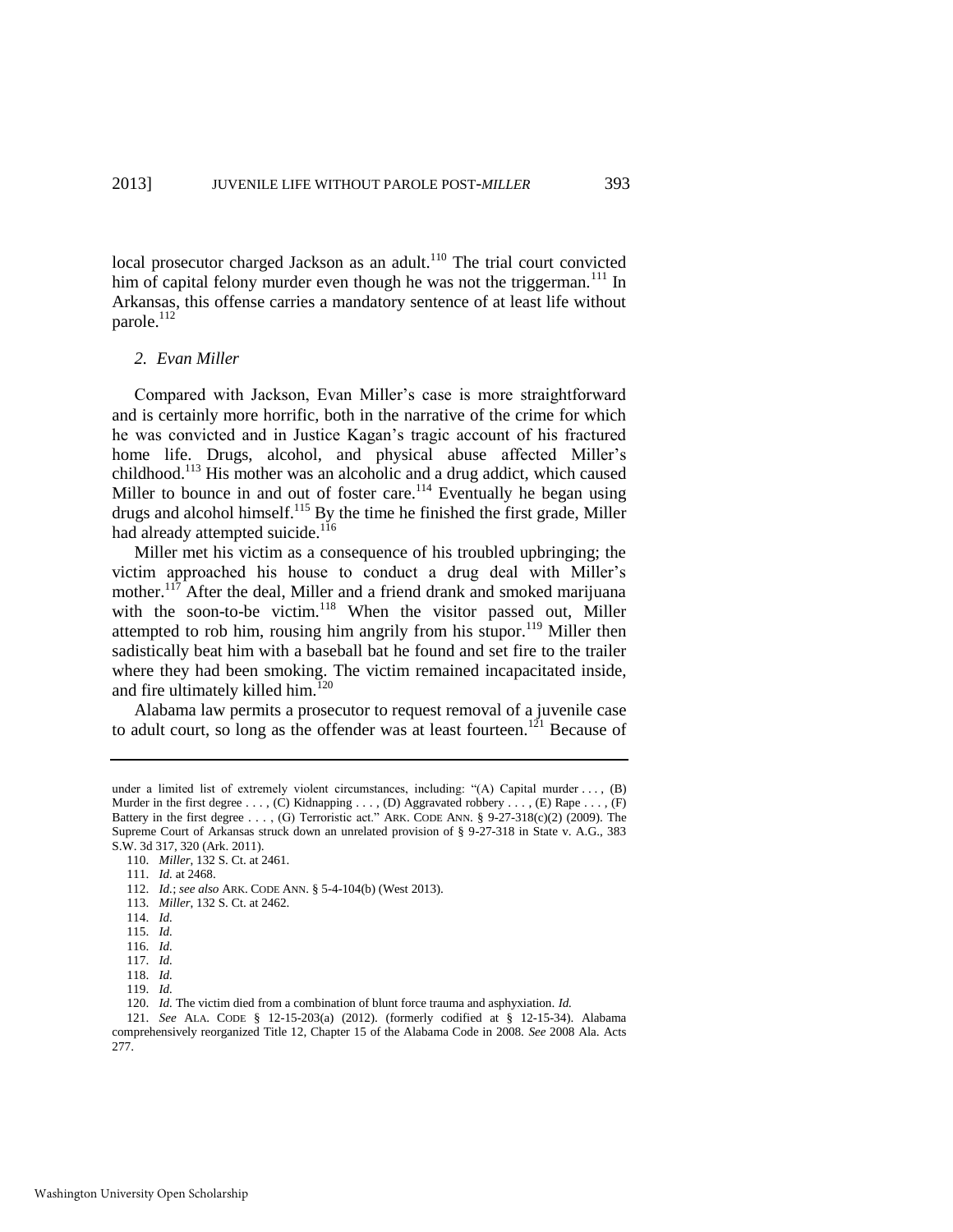local prosecutor charged Jackson as an adult.[110] The trial court convicted him of capital felony murder even though he was not the triggerman.[111] In Arkansas, this offense carries a mandatory sentence of at least life without parole.[112]

### *2. Evan Miller*

Compared with Jackson, Evan Miller's case is more straightforward and is certainly more horrific, both in the narrative of the crime for which he was convicted and in Justice Kagan's tragic account of his fractured home life. Drugs, alcohol, and physical abuse affected Miller's childhood.[113] His mother was an alcoholic and a drug addict, which caused Miller to bounce in and out of foster care.[114] Eventually he began using drugs and alcohol himself.[115] By the time he finished the first grade, Miller had already attempted suicide.[116]

Miller met his victim as a consequence of his troubled upbringing; the victim approached his house to conduct a drug deal with Miller's mother.[117] After the deal, Miller and a friend drank and smoked marijuana with the soon-to-be victim.[118] When the visitor passed out, Miller attempted to rob him, rousing him angrily from his stupor.[119] Miller then sadistically beat him with a baseball bat he found and set fire to the trailer where they had been smoking. The victim remained incapacitated inside, and fire ultimately killed him.[120]

Alabama law permits a prosecutor to request removal of a juvenile case to adult court, so long as the offender was at least fourteen.[121] Because of

---

under a limited list of extremely violent circumstances, including: "(A) Capital murder . . . , (B) Murder in the first degree . . . , (C) Kidnapping . . . , (D) Aggravated robbery . . . , (E) Rape . . . , (F) Battery in the first degree . . . , (G) Terroristic act." ARK. CODE ANN. § 9-27-318(c)(2) (2009). The Supreme Court of Arkansas struck down an unrelated provision of § 9-27-318 in State v. A.G., 383 S.W. 3d 317, 320 (Ark. 2011).

110. *Miller*, 132 S. Ct. at 2461.

111. *Id.* at 2468.

112. *Id.*; *see also* ARK. CODE ANN. § 5-4-104(b) (West 2013).

113. *Miller*, 132 S. Ct. at 2462.

114. *Id.*

115. *Id.*

116. *Id.*

117. *Id.*

118. *Id.*

119. *Id.*

120. *Id.* The victim died from a combination of blunt force trauma and asphyxiation. *Id.*

121. *See* ALA. CODE § 12-15-203(a) (2012). (formerly codified at § 12-15-34). Alabama comprehensively reorganized Title 12, Chapter 15 of the Alabama Code in 2008. *See* 2008 Ala. Acts 277.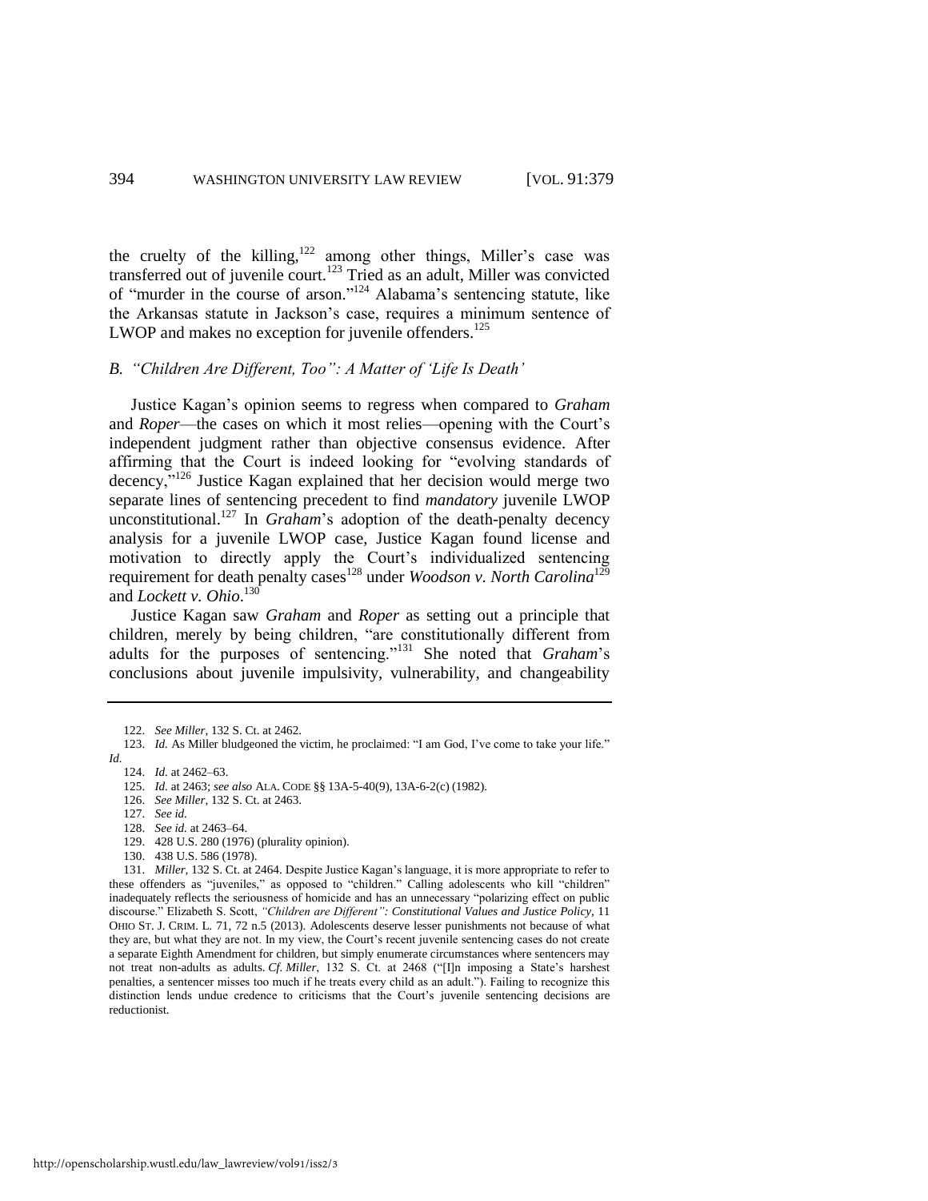the cruelty of the killing,[122] among other things, Miller's case was transferred out of juvenile court.[123] Tried as an adult, Miller was convicted of "murder in the course of arson."[124] Alabama's sentencing statute, like the Arkansas statute in Jackson's case, requires a minimum sentence of LWOP and makes no exception for juvenile offenders.[125]

### *B. "Children Are Different, Too": A Matter of 'Life Is Death'*

Justice Kagan's opinion seems to regress when compared to *Graham* and *Roper*—the cases on which it most relies—opening with the Court's independent judgment rather than objective consensus evidence. After affirming that the Court is indeed looking for "evolving standards of decency,"[126] Justice Kagan explained that her decision would merge two separate lines of sentencing precedent to find *mandatory* juvenile LWOP unconstitutional.[127] In *Graham*'s adoption of the death-penalty decency analysis for a juvenile LWOP case, Justice Kagan found license and motivation to directly apply the Court's individualized sentencing requirement for death penalty cases[128] under *Woodson v. North Carolina*[129] and *Lockett v. Ohio*.[130]

Justice Kagan saw *Graham* and *Roper* as setting out a principle that children, merely by being children, "are constitutionally different from adults for the purposes of sentencing."[131] She noted that *Graham*'s conclusions about juvenile impulsivity, vulnerability, and changeability

---

122. *See Miller*, 132 S. Ct. at 2462.

123. *Id.* As Miller bludgeoned the victim, he proclaimed: "I am God, I've come to take your life." *Id.*

124. *Id.* at 2462–63.

125. *Id.* at 2463; *see also* ALA. CODE §§ 13A-5-40(9), 13A-6-2(c) (1982).

126. *See Miller*, 132 S. Ct. at 2463.

127. *See id.*

128. *See id.* at 2463–64.

129. 428 U.S. 280 (1976) (plurality opinion).

130. 438 U.S. 586 (1978).

131. *Miller*, 132 S. Ct. at 2464. Despite Justice Kagan's language, it is more appropriate to refer to these offenders as "juveniles," as opposed to "children." Calling adolescents who kill "children" inadequately reflects the seriousness of homicide and has an unnecessary "polarizing effect on public discourse." Elizabeth S. Scott, *"Children are Different": Constitutional Values and Justice Policy*, 11 OHIO ST. J. CRIM. L. 71, 72 n.5 (2013). Adolescents deserve lesser punishments not because of what they are, but what they are not. In my view, the Court's recent juvenile sentencing cases do not create a separate Eighth Amendment for children, but simply enumerate circumstances where sentencers may not treat non-adults as adults. *Cf. Miller*, 132 S. Ct. at 2468 ("[I]n imposing a State's harshest penalties, a sentencer misses too much if he treats every child as an adult."). Failing to recognize this distinction lends undue credence to criticisms that the Court's juvenile sentencing decisions are reductionist.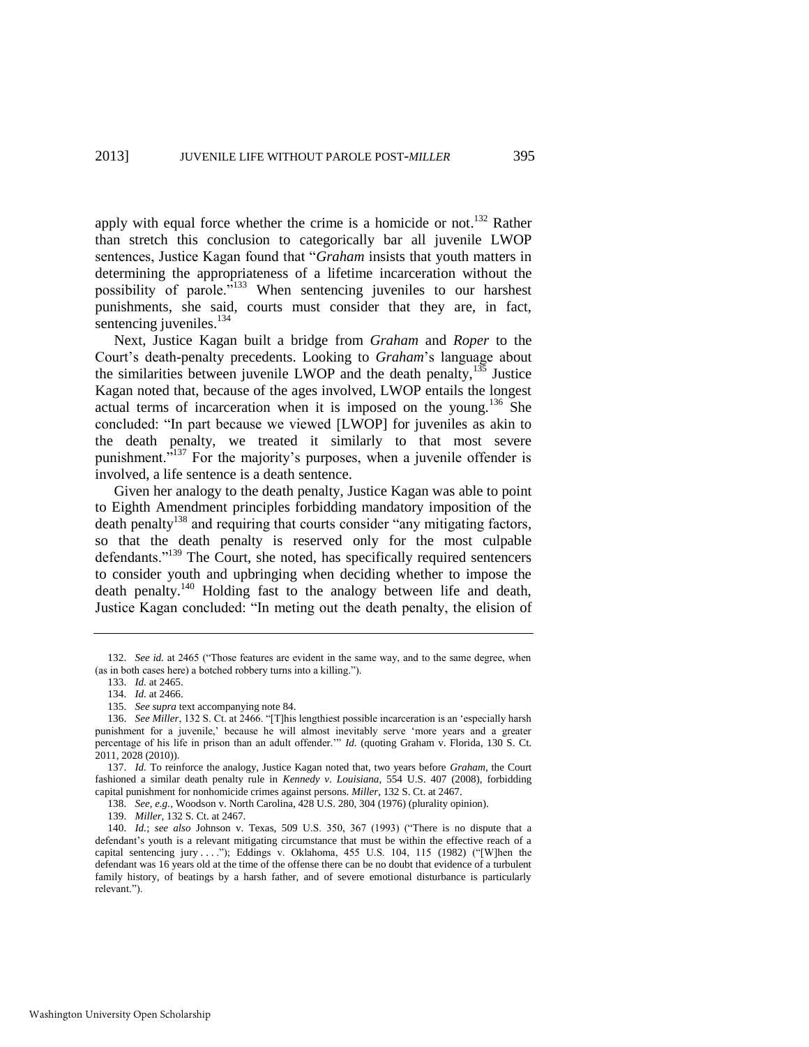apply with equal force whether the crime is a homicide or not.[132] Rather than stretch this conclusion to categorically bar all juvenile LWOP sentences, Justice Kagan found that "*Graham* insists that youth matters in determining the appropriateness of a lifetime incarceration without the possibility of parole."[133] When sentencing juveniles to our harshest punishments, she said, courts must consider that they are, in fact, sentencing juveniles.[134]

Next, Justice Kagan built a bridge from *Graham* and *Roper* to the Court's death-penalty precedents. Looking to *Graham*'s language about the similarities between juvenile LWOP and the death penalty,[135] Justice Kagan noted that, because of the ages involved, LWOP entails the longest actual terms of incarceration when it is imposed on the young.[136] She concluded: "In part because we viewed [LWOP] for juveniles as akin to the death penalty, we treated it similarly to that most severe punishment."[137] For the majority's purposes, when a juvenile offender is involved, a life sentence is a death sentence.

Given her analogy to the death penalty, Justice Kagan was able to point to Eighth Amendment principles forbidding mandatory imposition of the death penalty[138] and requiring that courts consider "any mitigating factors, so that the death penalty is reserved only for the most culpable defendants."[139] The Court, she noted, has specifically required sentencers to consider youth and upbringing when deciding whether to impose the death penalty.[140] Holding fast to the analogy between life and death, Justice Kagan concluded: "In meting out the death penalty, the elision of

---

132. *See id.* at 2465 ("Those features are evident in the same way, and to the same degree, when (as in both cases here) a botched robbery turns into a killing.").

133. *Id.* at 2465.

134. *Id.* at 2466.

135. *See supra* text accompanying note 84.

136. *See Miller*, 132 S. Ct. at 2466. "[T]his lengthiest possible incarceration is an 'especially harsh punishment for a juvenile,' because he will almost inevitably serve 'more years and a greater percentage of his life in prison than an adult offender.'" *Id.* (quoting Graham v. Florida, 130 S. Ct. 2011, 2028 (2010)).

137. *Id.* To reinforce the analogy, Justice Kagan noted that, two years before *Graham*, the Court fashioned a similar death penalty rule in *Kennedy v. Louisiana*, 554 U.S. 407 (2008), forbidding capital punishment for nonhomicide crimes against persons. *Miller*, 132 S. Ct. at 2467.

138. *See, e.g.*, Woodson v. North Carolina, 428 U.S. 280, 304 (1976) (plurality opinion).

139. *Miller*, 132 S. Ct. at 2467.

140. *Id.*; *see also* Johnson v. Texas, 509 U.S. 350, 367 (1993) ("There is no dispute that a defendant's youth is a relevant mitigating circumstance that must be within the effective reach of a capital sentencing jury . . . ."); Eddings v. Oklahoma, 455 U.S. 104, 115 (1982) ("[W]hen the defendant was 16 years old at the time of the offense there can be no doubt that evidence of a turbulent family history, of beatings by a harsh father, and of severe emotional disturbance is particularly relevant.").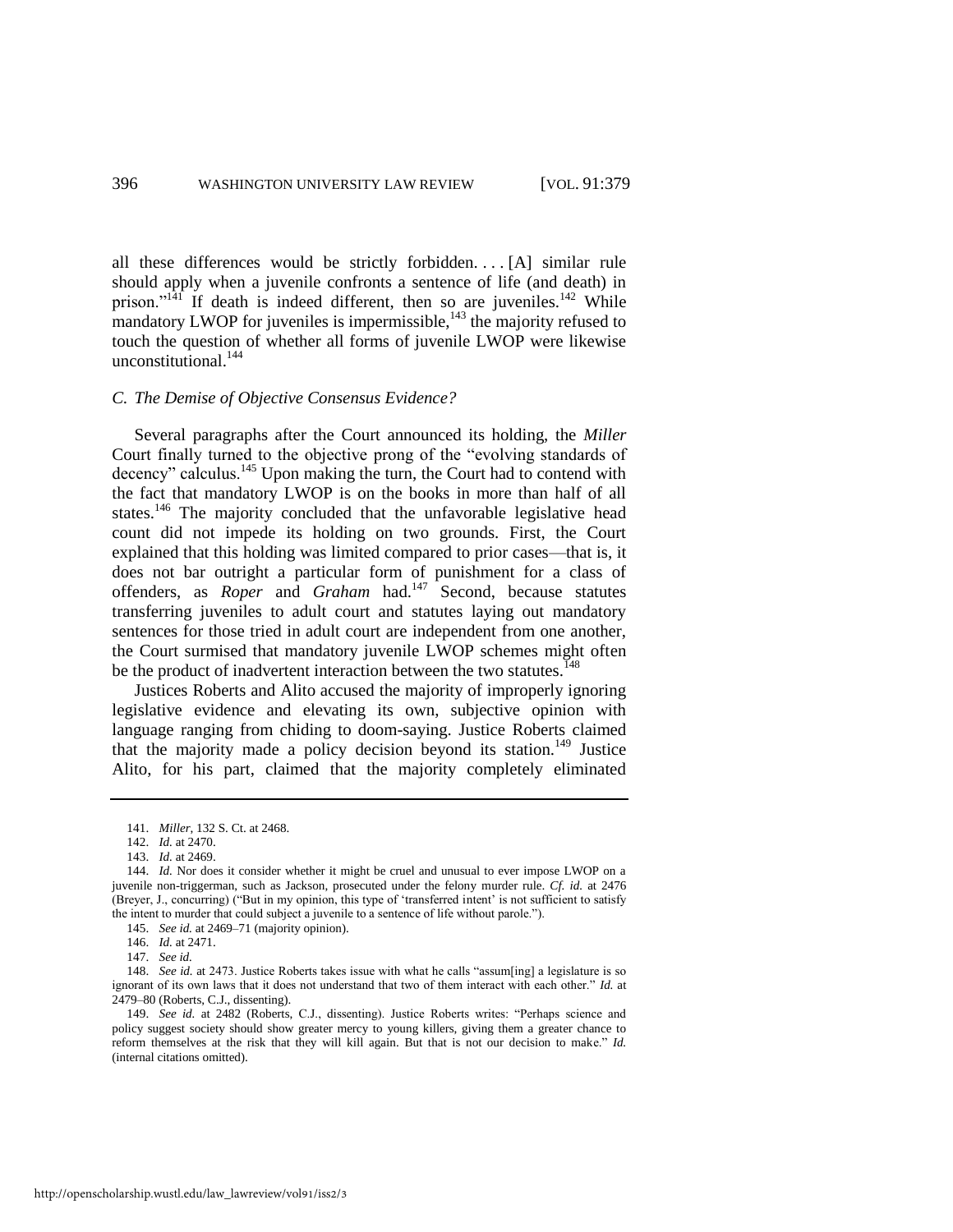all these differences would be strictly forbidden. . . . [A] similar rule should apply when a juvenile confronts a sentence of life (and death) in prison."[141] If death is indeed different, then so are juveniles.[142] While mandatory LWOP for juveniles is impermissible,[143] the majority refused to touch the question of whether all forms of juvenile LWOP were likewise unconstitutional.[144]

### *C. The Demise of Objective Consensus Evidence?*

Several paragraphs after the Court announced its holding, the *Miller* Court finally turned to the objective prong of the "evolving standards of decency" calculus.[145] Upon making the turn, the Court had to contend with the fact that mandatory LWOP is on the books in more than half of all states.[146] The majority concluded that the unfavorable legislative head count did not impede its holding on two grounds. First, the Court explained that this holding was limited compared to prior cases—that is, it does not bar outright a particular form of punishment for a class of offenders, as *Roper* and *Graham* had.[147] Second, because statutes transferring juveniles to adult court and statutes laying out mandatory sentences for those tried in adult court are independent from one another, the Court surmised that mandatory juvenile LWOP schemes might often be the product of inadvertent interaction between the two statutes.[148]

Justices Roberts and Alito accused the majority of improperly ignoring legislative evidence and elevating its own, subjective opinion with language ranging from chiding to doom-saying. Justice Roberts claimed that the majority made a policy decision beyond its station.[149] Justice Alito, for his part, claimed that the majority completely eliminated

---

141. *Miller*, 132 S. Ct. at 2468.

142. *Id.* at 2470.

143. *Id.* at 2469.

144. *Id.* Nor does it consider whether it might be cruel and unusual to ever impose LWOP on a juvenile non-triggerman, such as Jackson, prosecuted under the felony murder rule. *Cf. id.* at 2476 (Breyer, J., concurring) ("But in my opinion, this type of 'transferred intent' is not sufficient to satisfy the intent to murder that could subject a juvenile to a sentence of life without parole.").

145. *See id.* at 2469–71 (majority opinion).

146. *Id.* at 2471.

147. *See id.*

148. *See id.* at 2473. Justice Roberts takes issue with what he calls "assum[ing] a legislature is so ignorant of its own laws that it does not understand that two of them interact with each other." *Id.* at 2479–80 (Roberts, C.J., dissenting).

149. *See id.* at 2482 (Roberts, C.J., dissenting). Justice Roberts writes: "Perhaps science and policy suggest society should show greater mercy to young killers, giving them a greater chance to reform themselves at the risk that they will kill again. But that is not our decision to make." *Id.* (internal citations omitted).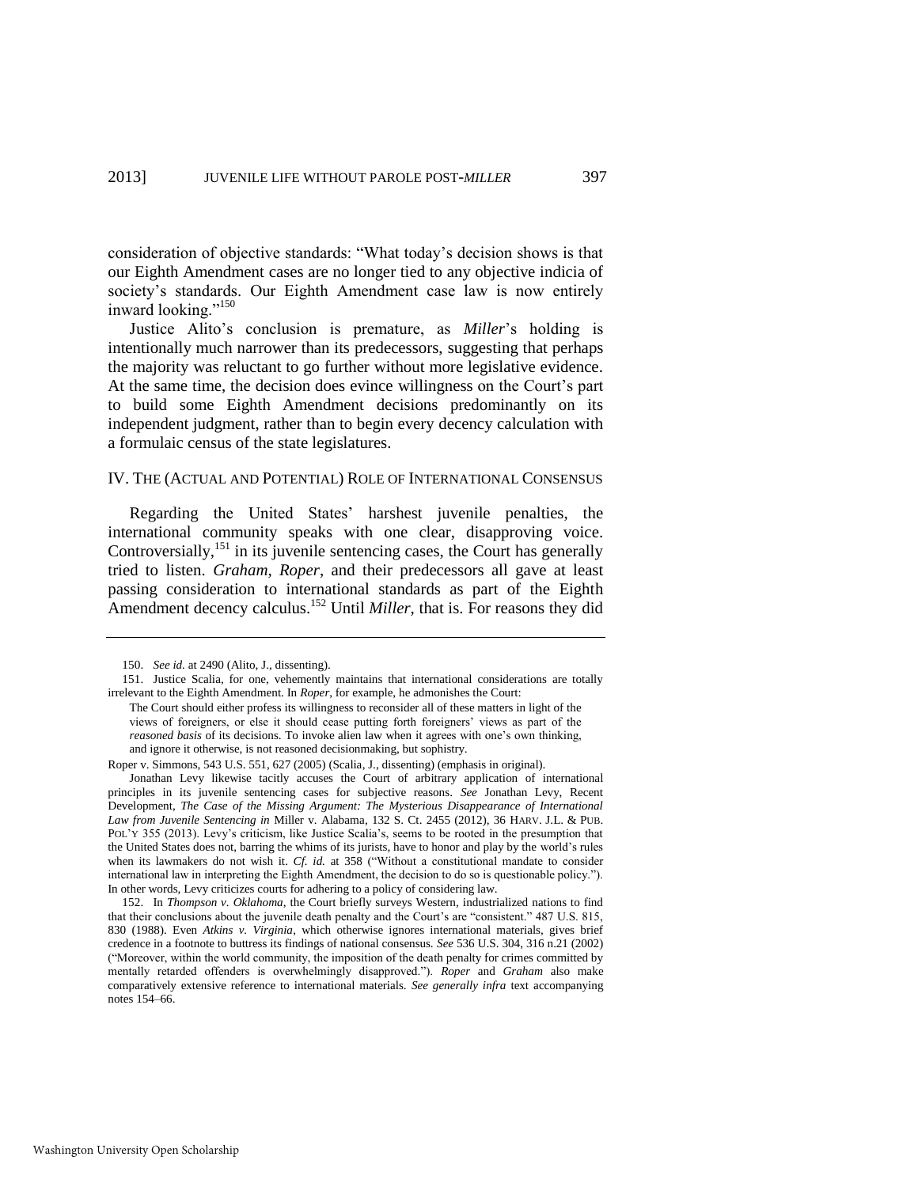consideration of objective standards: "What today's decision shows is that our Eighth Amendment cases are no longer tied to any objective indicia of society's standards. Our Eighth Amendment case law is now entirely inward looking."[150]

Justice Alito's conclusion is premature, as *Miller*'s holding is intentionally much narrower than its predecessors, suggesting that perhaps the majority was reluctant to go further without more legislative evidence. At the same time, the decision does evince willingness on the Court's part to build some Eighth Amendment decisions predominantly on its independent judgment, rather than to begin every decency calculation with a formulaic census of the state legislatures.

## IV. The (Actual and Potential) Role of International Consensus

Regarding the United States' harshest juvenile penalties, the international community speaks with one clear, disapproving voice. Controversially,[151] in its juvenile sentencing cases, the Court has generally tried to listen. *Graham*, *Roper*, and their predecessors all gave at least passing consideration to international standards as part of the Eighth Amendment decency calculus.[152] Until *Miller*, that is. For reasons they did

---

150. *See id.* at 2490 (Alito, J., dissenting).

151. Justice Scalia, for one, vehemently maintains that international considerations are totally irrelevant to the Eighth Amendment. In *Roper*, for example, he admonishes the Court:

> The Court should either profess its willingness to reconsider all of these matters in light of the views of foreigners, or else it should cease putting forth foreigners' views as part of the *reasoned basis* of its decisions. To invoke alien law when it agrees with one's own thinking, and ignore it otherwise, is not reasoned decisionmaking, but sophistry.

Roper v. Simmons, 543 U.S. 551, 627 (2005) (Scalia, J., dissenting) (emphasis in original).

Jonathan Levy likewise tacitly accuses the Court of arbitrary application of international principles in its juvenile sentencing cases for subjective reasons. *See* Jonathan Levy, Recent Development, *The Case of the Missing Argument: The Mysterious Disappearance of International Law from Juvenile Sentencing in* Miller v. Alabama, 132 S. Ct. 2455 (2012), 36 HARV. J.L. & PUB. POL'Y 355 (2013). Levy's criticism, like Justice Scalia's, seems to be rooted in the presumption that the United States does not, barring the whims of its jurists, have to honor and play by the world's rules when its lawmakers do not wish it. *Cf. id.* at 358 ("Without a constitutional mandate to consider international law in interpreting the Eighth Amendment, the decision to do so is questionable policy."). In other words, Levy criticizes courts for adhering to a policy of considering law.

152. In *Thompson v. Oklahoma*, the Court briefly surveys Western, industrialized nations to find that their conclusions about the juvenile death penalty and the Court's are "consistent." 487 U.S. 815, 830 (1988). Even *Atkins v. Virginia*, which otherwise ignores international materials, gives brief credence in a footnote to buttress its findings of national consensus. *See* 536 U.S. 304, 316 n.21 (2002) ("Moreover, within the world community, the imposition of the death penalty for crimes committed by mentally retarded offenders is overwhelmingly disapproved."). *Roper* and *Graham* also make comparatively extensive reference to international materials. *See generally infra* text accompanying notes 154–66.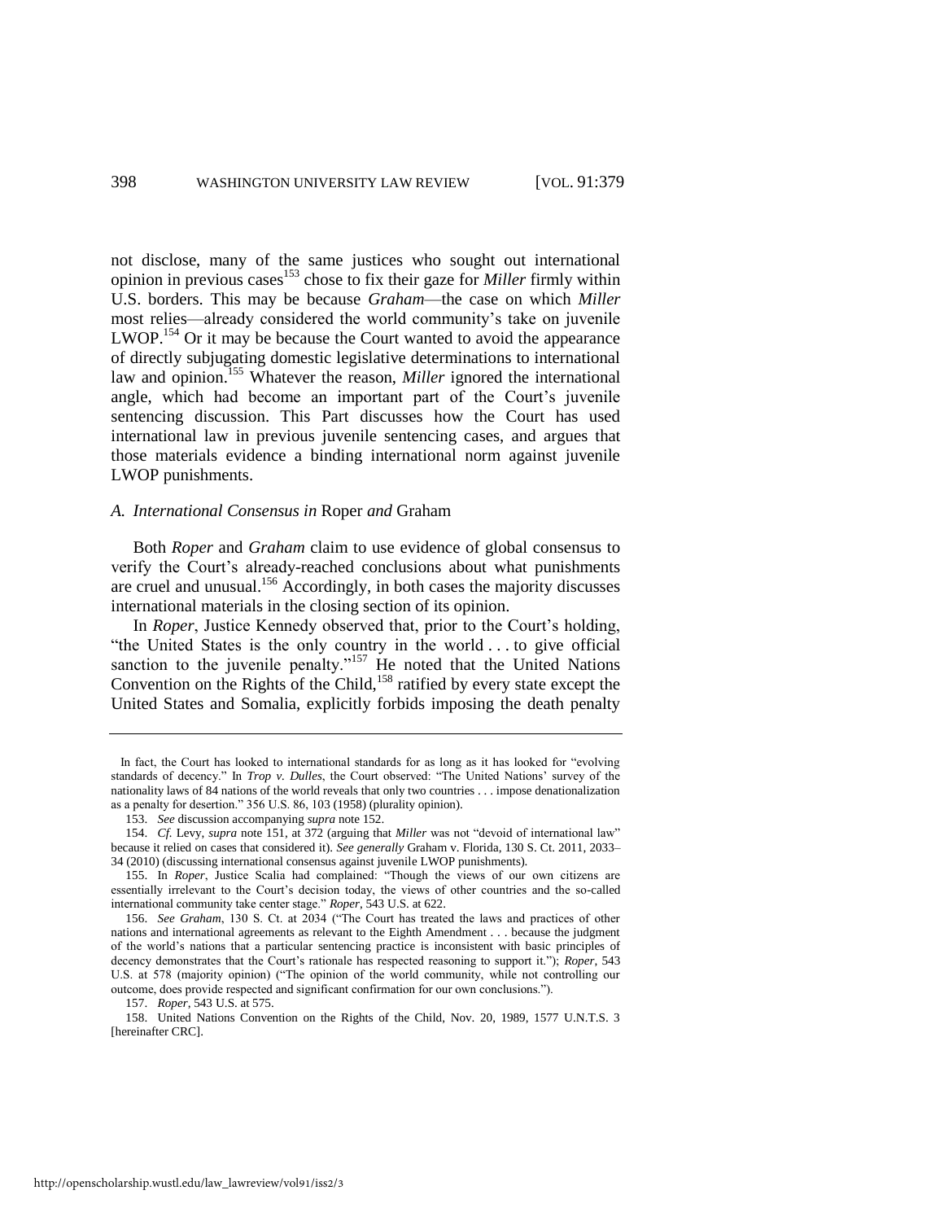not disclose, many of the same justices who sought out international opinion in previous cases[153] chose to fix their gaze for *Miller* firmly within U.S. borders. This may be because *Graham*—the case on which *Miller* most relies—already considered the world community's take on juvenile LWOP.[154] Or it may be because the Court wanted to avoid the appearance of directly subjugating domestic legislative determinations to international law and opinion.[155] Whatever the reason, *Miller* ignored the international angle, which had become an important part of the Court's juvenile sentencing discussion. This Part discusses how the Court has used international law in previous juvenile sentencing cases, and argues that those materials evidence a binding international norm against juvenile LWOP punishments.

### *A. International Consensus in* Roper *and* Graham

Both *Roper* and *Graham* claim to use evidence of global consensus to verify the Court's already-reached conclusions about what punishments are cruel and unusual.[156] Accordingly, in both cases the majority discusses international materials in the closing section of its opinion.

In *Roper*, Justice Kennedy observed that, prior to the Court's holding, "the United States is the only country in the world . . . to give official sanction to the juvenile penalty."[157] He noted that the United Nations Convention on the Rights of the Child,[158] ratified by every state except the United States and Somalia, explicitly forbids imposing the death penalty

---

In fact, the Court has looked to international standards for as long as it has looked for "evolving standards of decency." In *Trop v. Dulles*, the Court observed: "The United Nations' survey of the nationality laws of 84 nations of the world reveals that only two countries . . . impose denationalization as a penalty for desertion." 356 U.S. 86, 103 (1958) (plurality opinion).

153. *See* discussion accompanying *supra* note 152.

154. *Cf.* Levy, *supra* note 151, at 372 (arguing that *Miller* was not "devoid of international law" because it relied on cases that considered it). *See generally* Graham v. Florida, 130 S. Ct. 2011, 2033–34 (2010) (discussing international consensus against juvenile LWOP punishments).

155. In *Roper*, Justice Scalia had complained: "Though the views of our own citizens are essentially irrelevant to the Court's decision today, the views of other countries and the so-called international community take center stage." *Roper*, 543 U.S. at 622.

156. *See Graham*, 130 S. Ct. at 2034 ("The Court has treated the laws and practices of other nations and international agreements as relevant to the Eighth Amendment . . . because the judgment of the world's nations that a particular sentencing practice is inconsistent with basic principles of decency demonstrates that the Court's rationale has respected reasoning to support it."); *Roper*, 543 U.S. at 578 (majority opinion) ("The opinion of the world community, while not controlling our outcome, does provide respected and significant confirmation for our own conclusions.").

157. *Roper*, 543 U.S. at 575.

158. United Nations Convention on the Rights of the Child, Nov. 20, 1989, 1577 U.N.T.S. 3 [hereinafter CRC].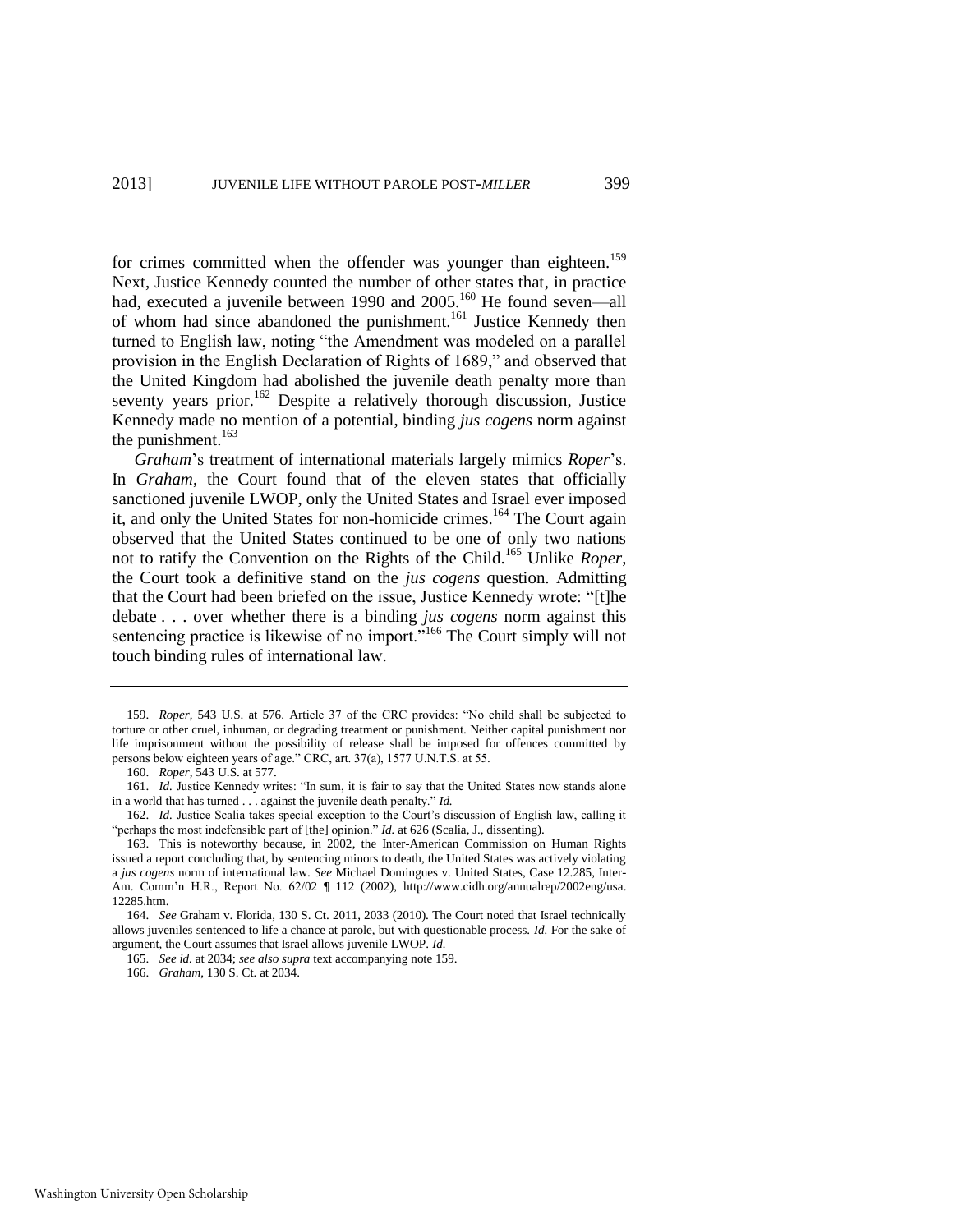for crimes committed when the offender was younger than eighteen.[159] Next, Justice Kennedy counted the number of other states that, in practice had, executed a juvenile between 1990 and 2005.[160] He found seven—all of whom had since abandoned the punishment.[161] Justice Kennedy then turned to English law, noting "the Amendment was modeled on a parallel provision in the English Declaration of Rights of 1689," and observed that the United Kingdom had abolished the juvenile death penalty more than seventy years prior.[162] Despite a relatively thorough discussion, Justice Kennedy made no mention of a potential, binding *jus cogens* norm against the punishment.[163]

*Graham*'s treatment of international materials largely mimics *Roper*'s. In *Graham*, the Court found that of the eleven states that officially sanctioned juvenile LWOP, only the United States and Israel ever imposed it, and only the United States for non-homicide crimes.[164] The Court again observed that the United States continued to be one of only two nations not to ratify the Convention on the Rights of the Child.[165] Unlike *Roper*, the Court took a definitive stand on the *jus cogens* question. Admitting that the Court had been briefed on the issue, Justice Kennedy wrote: "[t]he debate . . . over whether there is a binding *jus cogens* norm against this sentencing practice is likewise of no import."[166] The Court simply will not touch binding rules of international law.

---

159. *Roper*, 543 U.S. at 576. Article 37 of the CRC provides: "No child shall be subjected to torture or other cruel, inhuman, or degrading treatment or punishment. Neither capital punishment nor life imprisonment without the possibility of release shall be imposed for offences committed by persons below eighteen years of age." CRC, art. 37(a), 1577 U.N.T.S. at 55.

160. *Roper*, 543 U.S. at 577.

161. *Id.* Justice Kennedy writes: "In sum, it is fair to say that the United States now stands alone in a world that has turned . . . against the juvenile death penalty." *Id.*

162. *Id.* Justice Scalia takes special exception to the Court's discussion of English law, calling it "perhaps the most indefensible part of [the] opinion." *Id.* at 626 (Scalia, J., dissenting).

163. This is noteworthy because, in 2002, the Inter-American Commission on Human Rights issued a report concluding that, by sentencing minors to death, the United States was actively violating a *jus cogens* norm of international law. *See* Michael Domingues v. United States, Case 12.285, Inter-Am. Comm'n H.R., Report No. 62/02 ¶ 112 (2002), http://www.cidh.org/annualrep/2002eng/usa.12285.htm.

164. *See* Graham v. Florida, 130 S. Ct. 2011, 2033 (2010). The Court noted that Israel technically allows juveniles sentenced to life a chance at parole, but with questionable process. *Id.* For the sake of argument, the Court assumes that Israel allows juvenile LWOP. *Id.*

165. *See id.* at 2034; *see also supra* text accompanying note 159.

166. *Graham*, 130 S. Ct. at 2034.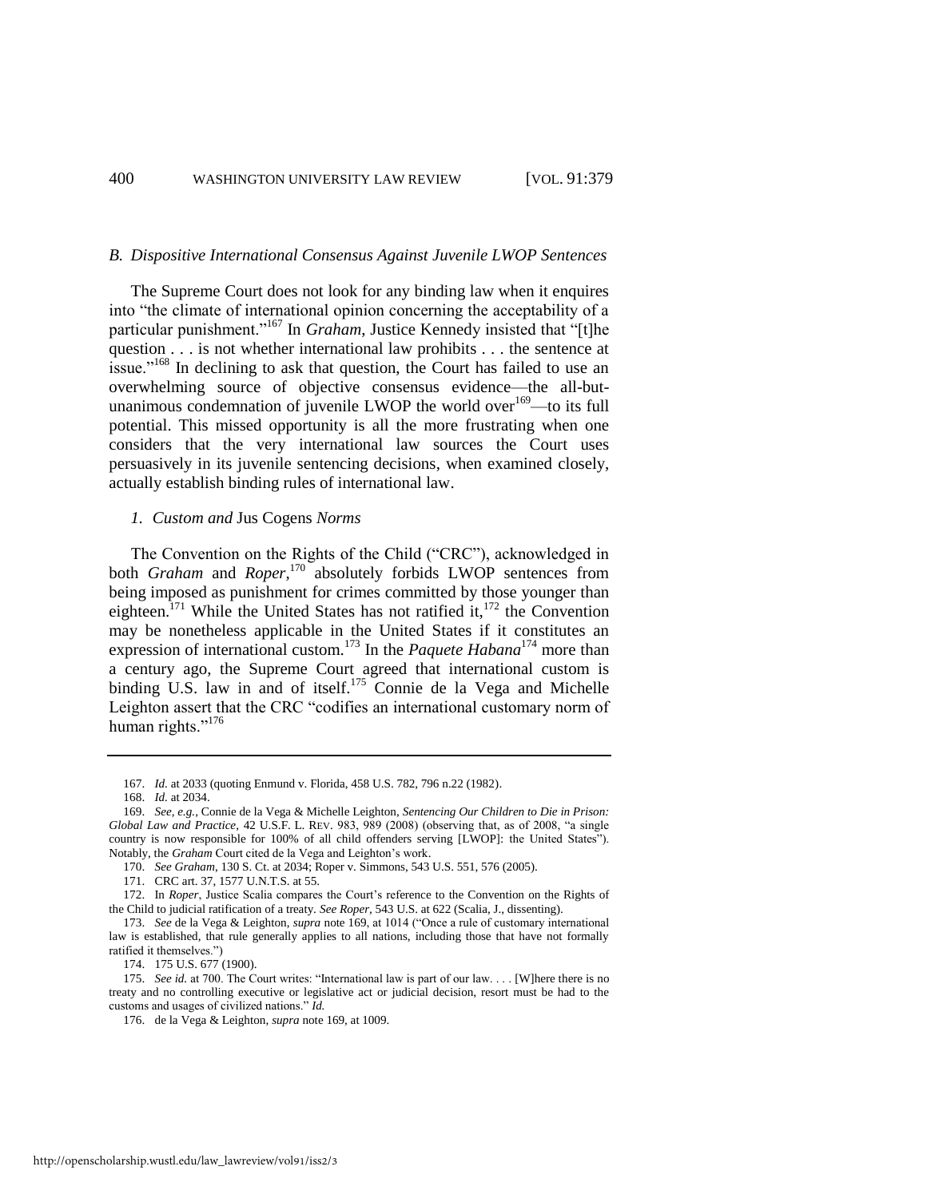### *B. Dispositive International Consensus Against Juvenile LWOP Sentences*

The Supreme Court does not look for any binding law when it enquires into "the climate of international opinion concerning the acceptability of a particular punishment."[167] In *Graham*, Justice Kennedy insisted that "[t]he question . . . is not whether international law prohibits . . . the sentence at issue."[168] In declining to ask that question, the Court has failed to use an overwhelming source of objective consensus evidence—the all-but-unanimous condemnation of juvenile LWOP the world over[169]—to its full potential. This missed opportunity is all the more frustrating when one considers that the very international law sources the Court uses persuasively in its juvenile sentencing decisions, when examined closely, actually establish binding rules of international law.

#### *1. Custom and* Jus Cogens *Norms*

The Convention on the Rights of the Child ("CRC"), acknowledged in both *Graham* and *Roper*,[170] absolutely forbids LWOP sentences from being imposed as punishment for crimes committed by those younger than eighteen.[171] While the United States has not ratified it,[172] the Convention may be nonetheless applicable in the United States if it constitutes an expression of international custom.[173] In the *Paquete Habana*[174] more than a century ago, the Supreme Court agreed that international custom is binding U.S. law in and of itself.[175] Connie de la Vega and Michelle Leighton assert that the CRC "codifies an international customary norm of human rights."[176]

---

167. *Id.* at 2033 (quoting Enmund v. Florida, 458 U.S. 782, 796 n.22 (1982).

168. *Id.* at 2034.

169. *See, e.g.*, Connie de la Vega & Michelle Leighton, *Sentencing Our Children to Die in Prison: Global Law and Practice*, 42 U.S.F. L. REV. 983, 989 (2008) (observing that, as of 2008, "a single country is now responsible for 100% of all child offenders serving [LWOP]: the United States"). Notably, the *Graham* Court cited de la Vega and Leighton's work.

170. *See Graham*, 130 S. Ct. at 2034; Roper v. Simmons, 543 U.S. 551, 576 (2005).

171. CRC art. 37, 1577 U.N.T.S. at 55.

172. In *Roper*, Justice Scalia compares the Court's reference to the Convention on the Rights of the Child to judicial ratification of a treaty. *See Roper*, 543 U.S. at 622 (Scalia, J., dissenting).

173. *See* de la Vega & Leighton, *supra* note 169, at 1014 ("Once a rule of customary international law is established, that rule generally applies to all nations, including those that have not formally ratified it themselves.")

174. 175 U.S. 677 (1900).

175. *See id.* at 700. The Court writes: "International law is part of our law. . . . [W]here there is no treaty and no controlling executive or legislative act or judicial decision, resort must be had to the customs and usages of civilized nations." *Id.*

176. de la Vega & Leighton, *supra* note 169, at 1009.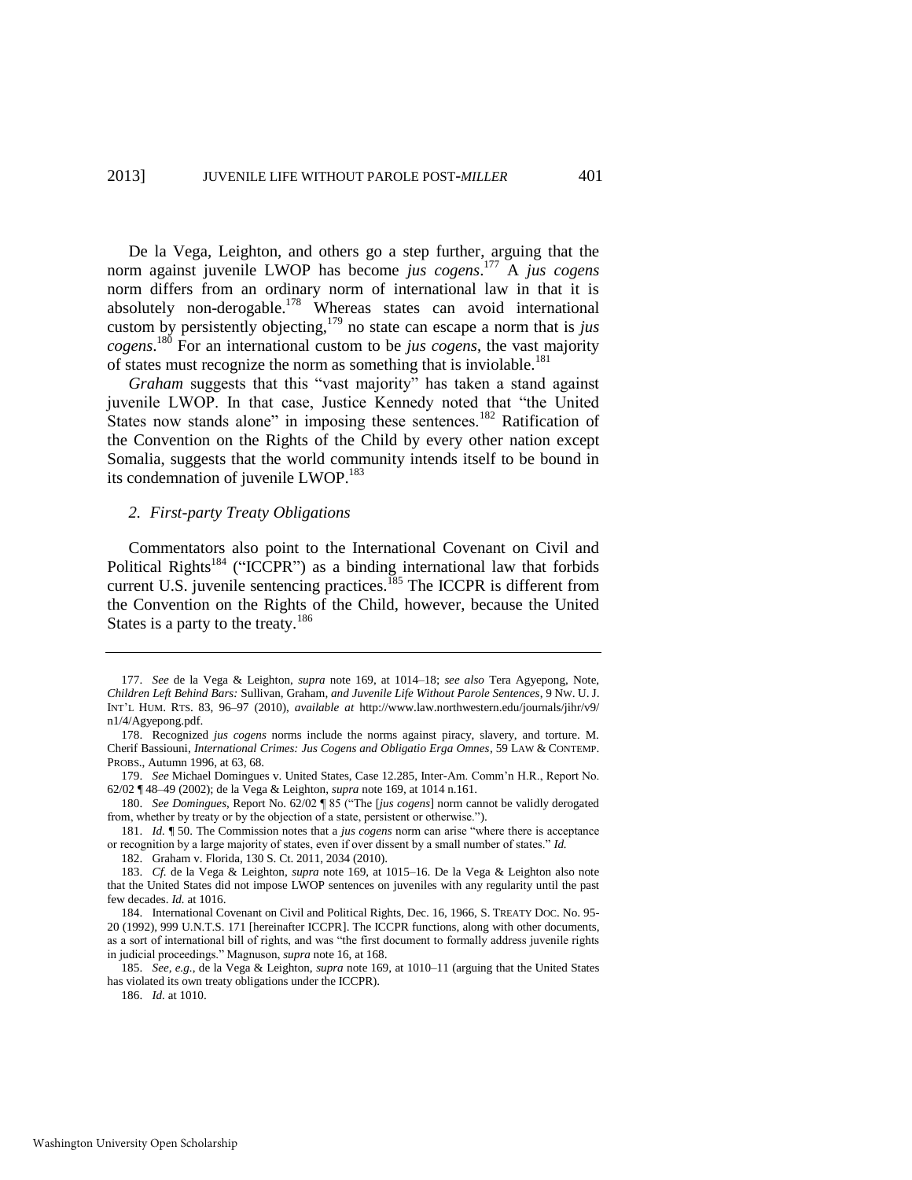De la Vega, Leighton, and others go a step further, arguing that the norm against juvenile LWOP has become *jus cogens*.[177] A *jus cogens* norm differs from an ordinary norm of international law in that it is absolutely non-derogable.[178] Whereas states can avoid international custom by persistently objecting,[179] no state can escape a norm that is *jus cogens*.[180] For an international custom to be *jus cogens*, the vast majority of states must recognize the norm as something that is inviolable.[181]

*Graham* suggests that this "vast majority" has taken a stand against juvenile LWOP. In that case, Justice Kennedy noted that "the United States now stands alone" in imposing these sentences.[182] Ratification of the Convention on the Rights of the Child by every other nation except Somalia, suggests that the world community intends itself to be bound in its condemnation of juvenile LWOP.[183]

### 2. *First-party Treaty Obligations*

Commentators also point to the International Covenant on Civil and Political Rights[184] ("ICCPR") as a binding international law that forbids current U.S. juvenile sentencing practices.[185] The ICCPR is different from the Convention on the Rights of the Child, however, because the United States is a party to the treaty.[186]

---

177. *See* de la Vega & Leighton, *supra* note 169, at 1014–18; *see also* Tera Agyepong, Note, *Children Left Behind Bars:* Sullivan, Graham, *and Juvenile Life Without Parole Sentences*, 9 NW. U. J. INT'L HUM. RTS. 83, 96–97 (2010), *available at* http://www.law.northwestern.edu/journals/jihr/v9/n1/4/Agyepong.pdf.

178. Recognized *jus cogens* norms include the norms against piracy, slavery, and torture. M. Cherif Bassiouni, *International Crimes: Jus Cogens and Obligatio Erga Omnes*, 59 LAW & CONTEMP. PROBS., Autumn 1996, at 63, 68.

179. *See* Michael Domingues v. United States, Case 12.285, Inter-Am. Comm'n H.R., Report No. 62/02 ¶ 48–49 (2002); de la Vega & Leighton, *supra* note 169, at 1014 n.161.

180. *See Domingues*, Report No. 62/02 ¶ 85 ("The [*jus cogens*] norm cannot be validly derogated from, whether by treaty or by the objection of a state, persistent or otherwise.").

181. *Id.* ¶ 50. The Commission notes that a *jus cogens* norm can arise "where there is acceptance or recognition by a large majority of states, even if over dissent by a small number of states." *Id.*

182. Graham v. Florida, 130 S. Ct. 2011, 2034 (2010).

183. *Cf.* de la Vega & Leighton, *supra* note 169, at 1015–16. De la Vega & Leighton also note that the United States did not impose LWOP sentences on juveniles with any regularity until the past few decades. *Id.* at 1016.

184. International Covenant on Civil and Political Rights, Dec. 16, 1966, S. TREATY DOC. No. 95-20 (1992), 999 U.N.T.S. 171 [hereinafter ICCPR]. The ICCPR functions, along with other documents, as a sort of international bill of rights, and was "the first document to formally address juvenile rights in judicial proceedings." Magnuson, *supra* note 16, at 168.

185. *See, e.g.*, de la Vega & Leighton, *supra* note 169, at 1010–11 (arguing that the United States has violated its own treaty obligations under the ICCPR).

186. *Id.* at 1010.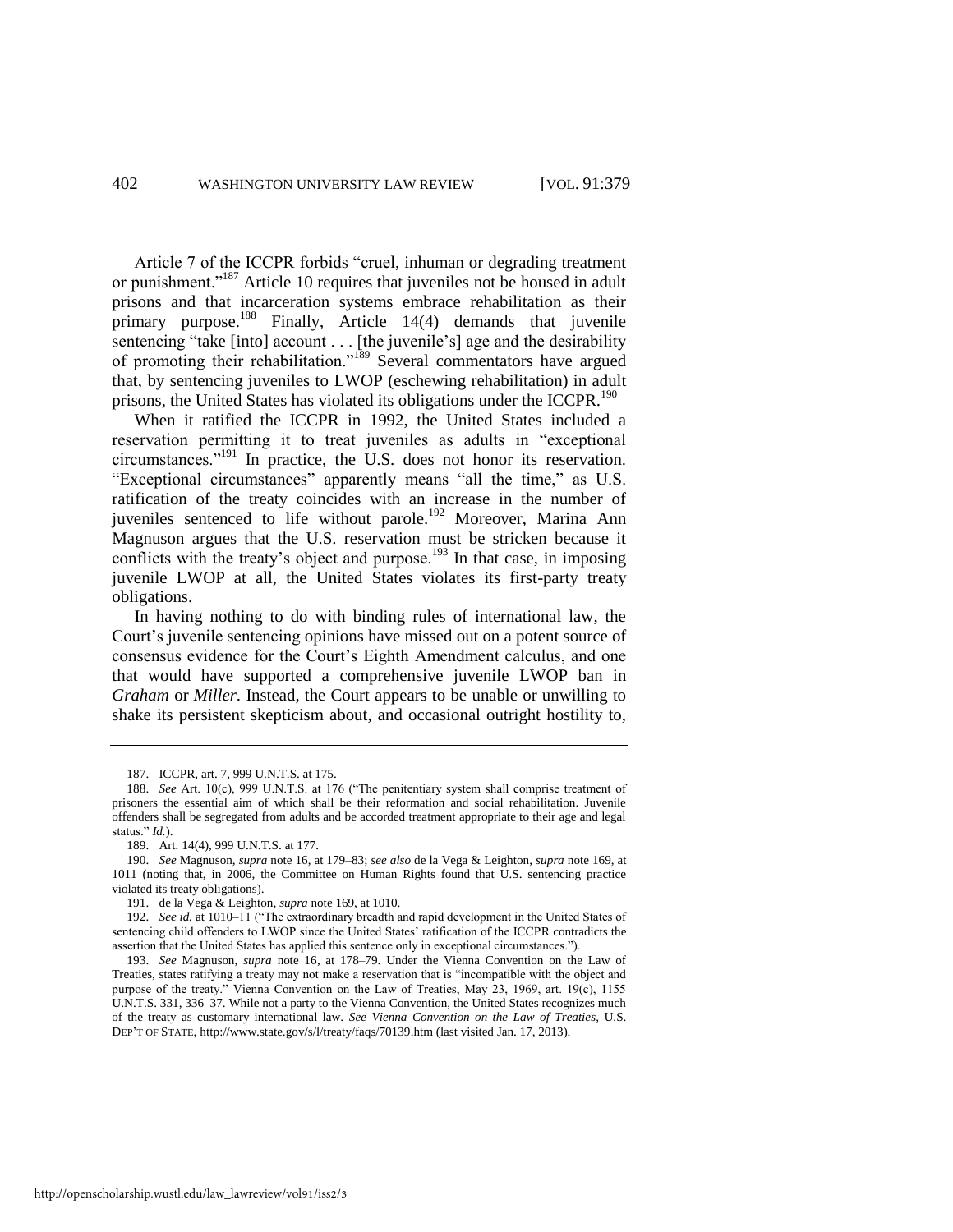Article 7 of the ICCPR forbids "cruel, inhuman or degrading treatment or punishment."[187] Article 10 requires that juveniles not be housed in adult prisons and that incarceration systems embrace rehabilitation as their primary purpose.[188] Finally, Article 14(4) demands that juvenile sentencing "take [into] account . . . [the juvenile's] age and the desirability of promoting their rehabilitation."[189] Several commentators have argued that, by sentencing juveniles to LWOP (eschewing rehabilitation) in adult prisons, the United States has violated its obligations under the ICCPR.[190]

When it ratified the ICCPR in 1992, the United States included a reservation permitting it to treat juveniles as adults in "exceptional circumstances."[191] In practice, the U.S. does not honor its reservation. "Exceptional circumstances" apparently means "all the time," as U.S. ratification of the treaty coincides with an increase in the number of juveniles sentenced to life without parole.[192] Moreover, Marina Ann Magnuson argues that the U.S. reservation must be stricken because it conflicts with the treaty's object and purpose.[193] In that case, in imposing juvenile LWOP at all, the United States violates its first-party treaty obligations.

In having nothing to do with binding rules of international law, the Court's juvenile sentencing opinions have missed out on a potent source of consensus evidence for the Court's Eighth Amendment calculus, and one that would have supported a comprehensive juvenile LWOP ban in *Graham* or *Miller*. Instead, the Court appears to be unable or unwilling to shake its persistent skepticism about, and occasional outright hostility to,

---

187. ICCPR, art. 7, 999 U.N.T.S. at 175.

188. *See* Art. 10(c), 999 U.N.T.S. at 176 ("The penitentiary system shall comprise treatment of prisoners the essential aim of which shall be their reformation and social rehabilitation. Juvenile offenders shall be segregated from adults and be accorded treatment appropriate to their age and legal status." *Id.*).

189. Art. 14(4), 999 U.N.T.S. at 177.

190. *See* Magnuson, *supra* note 16, at 179–83; *see also* de la Vega & Leighton, *supra* note 169, at 1011 (noting that, in 2006, the Committee on Human Rights found that U.S. sentencing practice violated its treaty obligations).

191. de la Vega & Leighton, *supra* note 169, at 1010.

192. *See id.* at 1010–11 ("The extraordinary breadth and rapid development in the United States of sentencing child offenders to LWOP since the United States' ratification of the ICCPR contradicts the assertion that the United States has applied this sentence only in exceptional circumstances.").

193. *See* Magnuson, *supra* note 16, at 178–79. Under the Vienna Convention on the Law of Treaties, states ratifying a treaty may not make a reservation that is "incompatible with the object and purpose of the treaty." Vienna Convention on the Law of Treaties, May 23, 1969, art. 19(c), 1155 U.N.T.S. 331, 336–37. While not a party to the Vienna Convention, the United States recognizes much of the treaty as customary international law. *See Vienna Convention on the Law of Treaties*, U.S. DEP'T OF STATE, http://www.state.gov/s/l/treaty/faqs/70139.htm (last visited Jan. 17, 2013).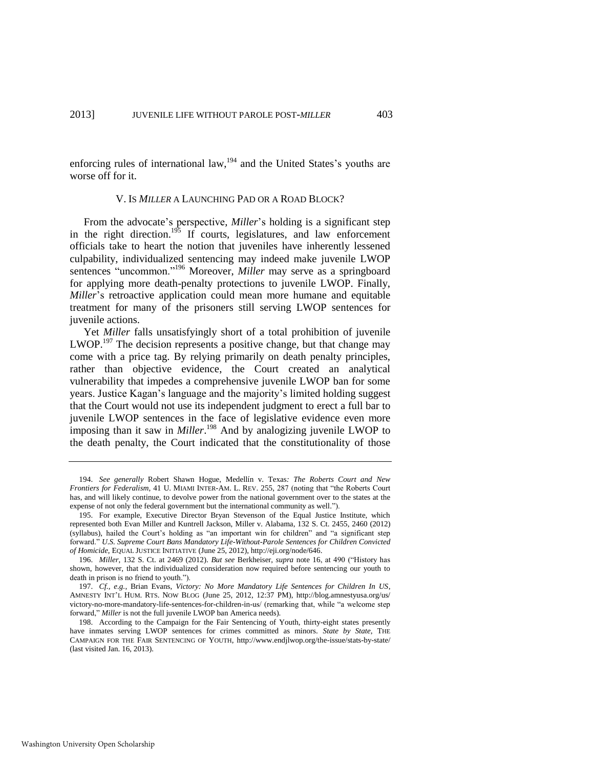enforcing rules of international law,[194] and the United States's youths are worse off for it.

## V. IS *MILLER* A LAUNCHING PAD OR A ROAD BLOCK?

From the advocate's perspective, *Miller*'s holding is a significant step in the right direction.[195] If courts, legislatures, and law enforcement officials take to heart the notion that juveniles have inherently lessened culpability, individualized sentencing may indeed make juvenile LWOP sentences "uncommon."[196] Moreover, *Miller* may serve as a springboard for applying more death-penalty protections to juvenile LWOP. Finally, *Miller*'s retroactive application could mean more humane and equitable treatment for many of the prisoners still serving LWOP sentences for juvenile actions.

Yet *Miller* falls unsatisfyingly short of a total prohibition of juvenile LWOP.[197] The decision represents a positive change, but that change may come with a price tag. By relying primarily on death penalty principles, rather than objective evidence, the Court created an analytical vulnerability that impedes a comprehensive juvenile LWOP ban for some years. Justice Kagan's language and the majority's limited holding suggest that the Court would not use its independent judgment to erect a full bar to juvenile LWOP sentences in the face of legislative evidence even more imposing than it saw in *Miller*.[198] And by analogizing juvenile LWOP to the death penalty, the Court indicated that the constitutionality of those

---

194. *See generally* Robert Shawn Hogue, *Medellín v. Texas: The Roberts Court and New Frontiers for Federalism*, 41 U. MIAMI INTER-AM. L. REV. 255, 287 (noting that "the Roberts Court has, and will likely continue, to devolve power from the national government over to the states at the expense of not only the federal government but the international community as well.").

195. For example, Executive Director Bryan Stevenson of the Equal Justice Institute, which represented both Evan Miller and Kuntrell Jackson, Miller v. Alabama, 132 S. Ct. 2455, 2460 (2012) (syllabus), hailed the Court's holding as "an important win for children" and "a significant step forward." *U.S. Supreme Court Bans Mandatory Life-Without-Parole Sentences for Children Convicted of Homicide*, EQUAL JUSTICE INITIATIVE (June 25, 2012), http://eji.org/node/646.

196. *Miller*, 132 S. Ct. at 2469 (2012). *But see* Berkheiser, *supra* note 16, at 490 ("History has shown, however, that the individualized consideration now required before sentencing our youth to death in prison is no friend to youth.").

197. *Cf., e.g.*, Brian Evans, *Victory: No More Mandatory Life Sentences for Children In US*, AMNESTY INT'L HUM. RTS. NOW BLOG (June 25, 2012, 12:37 PM), http://blog.amnestyusa.org/us/victory-no-more-mandatory-life-sentences-for-children-in-us/ (remarking that, while "a welcome step forward," *Miller* is not the full juvenile LWOP ban America needs).

198. According to the Campaign for the Fair Sentencing of Youth, thirty-eight states presently have inmates serving LWOP sentences for crimes committed as minors. *State by State*, THE CAMPAIGN FOR THE FAIR SENTENCING OF YOUTH, http://www.endjlwop.org/the-issue/stats-by-state/ (last visited Jan. 16, 2013).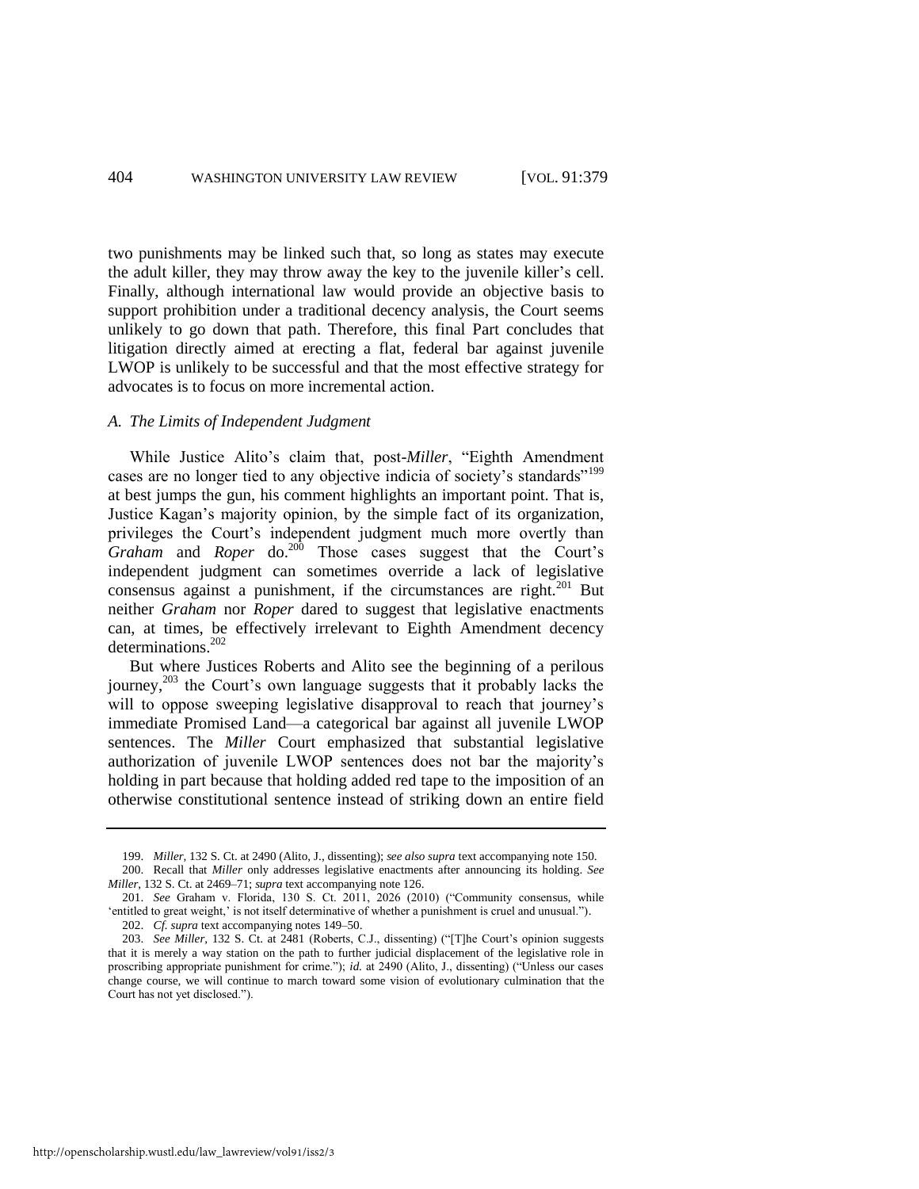two punishments may be linked such that, so long as states may execute the adult killer, they may throw away the key to the juvenile killer's cell. Finally, although international law would provide an objective basis to support prohibition under a traditional decency analysis, the Court seems unlikely to go down that path. Therefore, this final Part concludes that litigation directly aimed at erecting a flat, federal bar against juvenile LWOP is unlikely to be successful and that the most effective strategy for advocates is to focus on more incremental action.

### *A. The Limits of Independent Judgment*

While Justice Alito's claim that, post-*Miller*, "Eighth Amendment cases are no longer tied to any objective indicia of society's standards"[199] at best jumps the gun, his comment highlights an important point. That is, Justice Kagan's majority opinion, by the simple fact of its organization, privileges the Court's independent judgment much more overtly than *Graham* and *Roper* do.[200] Those cases suggest that the Court's independent judgment can sometimes override a lack of legislative consensus against a punishment, if the circumstances are right.[201] But neither *Graham* nor *Roper* dared to suggest that legislative enactments can, at times, be effectively irrelevant to Eighth Amendment decency determinations.[202]

But where Justices Roberts and Alito see the beginning of a perilous journey,[203] the Court's own language suggests that it probably lacks the will to oppose sweeping legislative disapproval to reach that journey's immediate Promised Land—a categorical bar against all juvenile LWOP sentences. The *Miller* Court emphasized that substantial legislative authorization of juvenile LWOP sentences does not bar the majority's holding in part because that holding added red tape to the imposition of an otherwise constitutional sentence instead of striking down an entire field

---

199. *Miller*, 132 S. Ct. at 2490 (Alito, J., dissenting); *see also supra* text accompanying note 150.

200. Recall that *Miller* only addresses legislative enactments after announcing its holding. *See Miller*, 132 S. Ct. at 2469–71; *supra* text accompanying note 126.

201. *See* Graham v. Florida, 130 S. Ct. 2011, 2026 (2010) ("Community consensus, while 'entitled to great weight,' is not itself determinative of whether a punishment is cruel and unusual.").

202. *Cf. supra* text accompanying notes 149–50.

203. *See Miller*, 132 S. Ct. at 2481 (Roberts, C.J., dissenting) ("[T]he Court's opinion suggests that it is merely a way station on the path to further judicial displacement of the legislative role in proscribing appropriate punishment for crime."); *id.* at 2490 (Alito, J., dissenting) ("Unless our cases change course, we will continue to march toward some vision of evolutionary culmination that the Court has not yet disclosed.").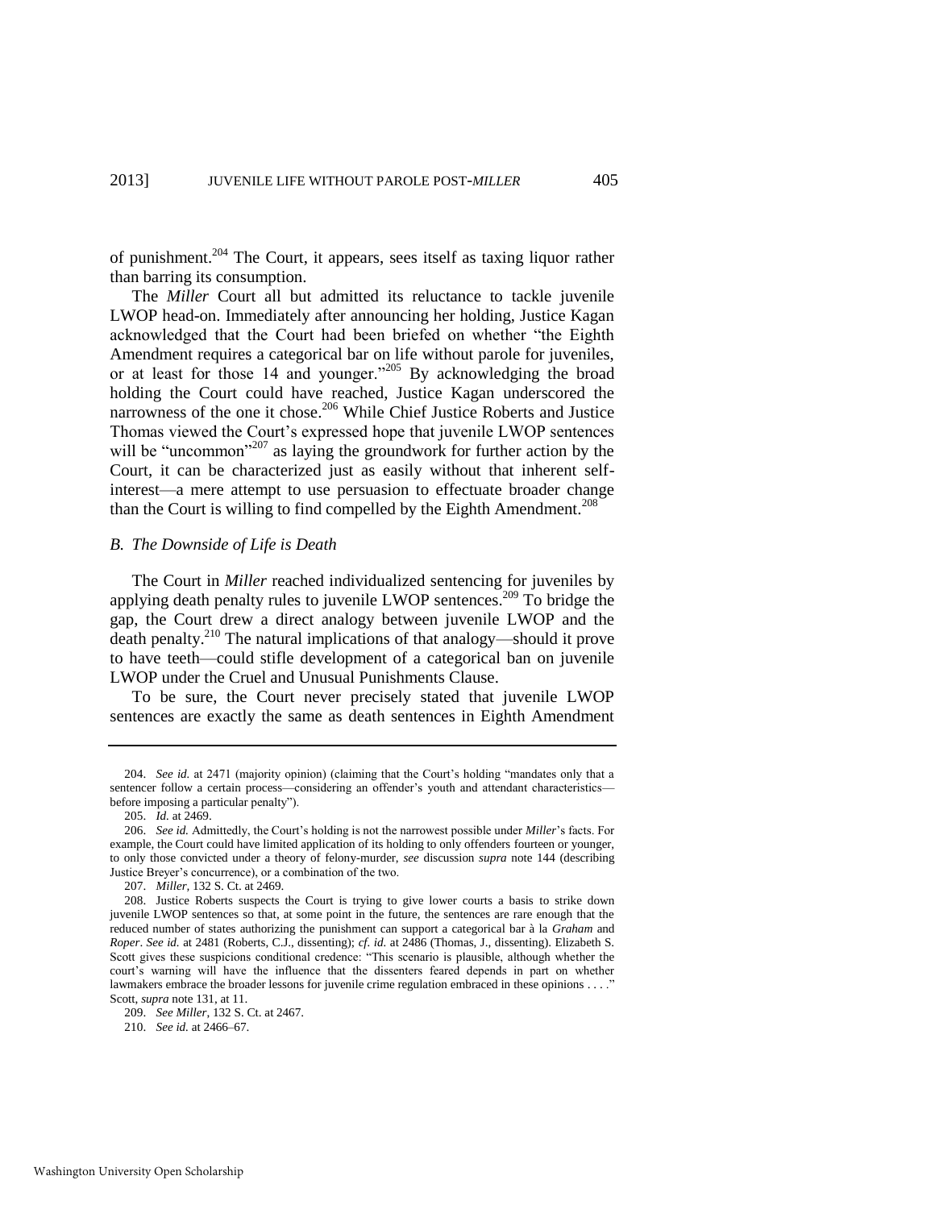of punishment.[204] The Court, it appears, sees itself as taxing liquor rather than barring its consumption.

The *Miller* Court all but admitted its reluctance to tackle juvenile LWOP head-on. Immediately after announcing her holding, Justice Kagan acknowledged that the Court had been briefed on whether "the Eighth Amendment requires a categorical bar on life without parole for juveniles, or at least for those 14 and younger."[205] By acknowledging the broad holding the Court could have reached, Justice Kagan underscored the narrowness of the one it chose.[206] While Chief Justice Roberts and Justice Thomas viewed the Court's expressed hope that juvenile LWOP sentences will be "uncommon"[207] as laying the groundwork for further action by the Court, it can be characterized just as easily without that inherent self-interest—a mere attempt to use persuasion to effectuate broader change than the Court is willing to find compelled by the Eighth Amendment.[208]

### *B. The Downside of Life is Death*

The Court in *Miller* reached individualized sentencing for juveniles by applying death penalty rules to juvenile LWOP sentences.[209] To bridge the gap, the Court drew a direct analogy between juvenile LWOP and the death penalty.[210] The natural implications of that analogy—should it prove to have teeth—could stifle development of a categorical ban on juvenile LWOP under the Cruel and Unusual Punishments Clause.

To be sure, the Court never precisely stated that juvenile LWOP sentences are exactly the same as death sentences in Eighth Amendment

---

204. *See id.* at 2471 (majority opinion) (claiming that the Court's holding "mandates only that a sentencer follow a certain process—considering an offender's youth and attendant characteristics—before imposing a particular penalty").

205. *Id.* at 2469.

206. *See id.* Admittedly, the Court's holding is not the narrowest possible under *Miller*'s facts. For example, the Court could have limited application of its holding to only offenders fourteen or younger, to only those convicted under a theory of felony-murder, *see* discussion *supra* note 144 (describing Justice Breyer's concurrence), or a combination of the two.

207. *Miller*, 132 S. Ct. at 2469.

208. Justice Roberts suspects the Court is trying to give lower courts a basis to strike down juvenile LWOP sentences so that, at some point in the future, the sentences are rare enough that the reduced number of states authorizing the punishment can support a categorical bar à la *Graham* and *Roper*. *See id.* at 2481 (Roberts, C.J., dissenting); *cf. id.* at 2486 (Thomas, J., dissenting). Elizabeth S. Scott gives these suspicions conditional credence: "This scenario is plausible, although whether the court's warning will have the influence that the dissenters feared depends in part on whether lawmakers embrace the broader lessons for juvenile crime regulation embraced in these opinions . . . ." Scott, *supra* note 131, at 11.

209. *See Miller*, 132 S. Ct. at 2467.

210. *See id.* at 2466–67.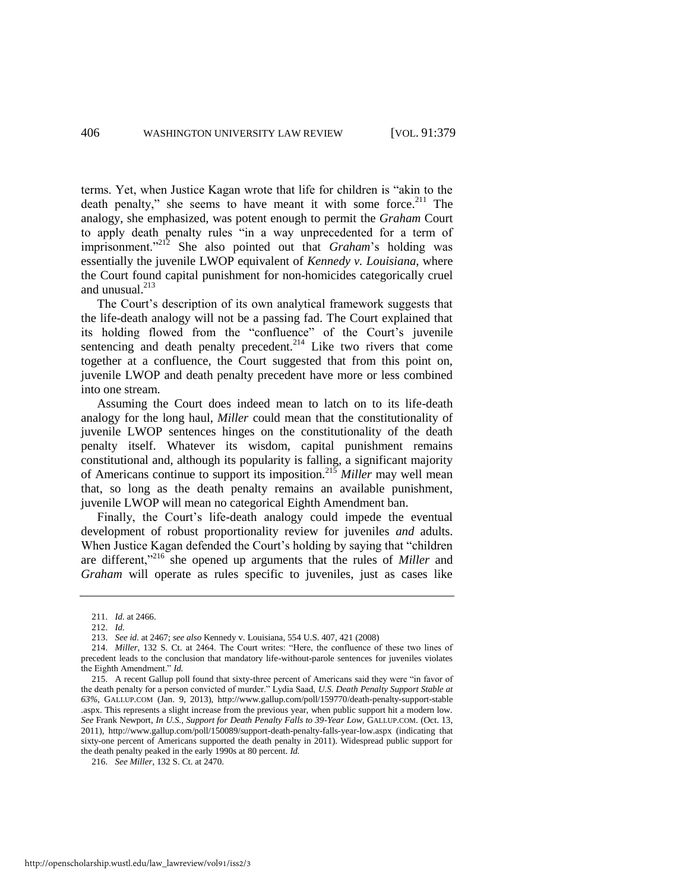terms. Yet, when Justice Kagan wrote that life for children is "akin to the death penalty," she seems to have meant it with some force.[211] The analogy, she emphasized, was potent enough to permit the *Graham* Court to apply death penalty rules "in a way unprecedented for a term of imprisonment."[212] She also pointed out that *Graham*'s holding was essentially the juvenile LWOP equivalent of *Kennedy v. Louisiana*, where the Court found capital punishment for non-homicides categorically cruel and unusual.[213]

The Court's description of its own analytical framework suggests that the life-death analogy will not be a passing fad. The Court explained that its holding flowed from the "confluence" of the Court's juvenile sentencing and death penalty precedent.[214] Like two rivers that come together at a confluence, the Court suggested that from this point on, juvenile LWOP and death penalty precedent have more or less combined into one stream.

Assuming the Court does indeed mean to latch on to its life-death analogy for the long haul, *Miller* could mean that the constitutionality of juvenile LWOP sentences hinges on the constitutionality of the death penalty itself. Whatever its wisdom, capital punishment remains constitutional and, although its popularity is falling, a significant majority of Americans continue to support its imposition.[215] *Miller* may well mean that, so long as the death penalty remains an available punishment, juvenile LWOP will mean no categorical Eighth Amendment ban.

Finally, the Court's life-death analogy could impede the eventual development of robust proportionality review for juveniles *and* adults. When Justice Kagan defended the Court's holding by saying that "children are different,"[216] she opened up arguments that the rules of *Miller* and *Graham* will operate as rules specific to juveniles, just as cases like

---

211. *Id.* at 2466.

212. *Id.*

213. *See id.* at 2467; *see also* Kennedy v. Louisiana, 554 U.S. 407, 421 (2008)

214. *Miller*, 132 S. Ct. at 2464. The Court writes: "Here, the confluence of these two lines of precedent leads to the conclusion that mandatory life-without-parole sentences for juveniles violates the Eighth Amendment." *Id.*

215. A recent Gallup poll found that sixty-three percent of Americans said they were "in favor of the death penalty for a person convicted of murder." Lydia Saad, *U.S. Death Penalty Support Stable at 63%*, GALLUP.COM (Jan. 9, 2013), http://www.gallup.com/poll/159770/death-penalty-support-stable.aspx. This represents a slight increase from the previous year, when public support hit a modern low. *See* Frank Newport, *In U.S., Support for Death Penalty Falls to 39-Year Low*, GALLUP.COM. (Oct. 13, 2011), http://www.gallup.com/poll/150089/support-death-penalty-falls-year-low.aspx (indicating that sixty-one percent of Americans supported the death penalty in 2011). Widespread public support for the death penalty peaked in the early 1990s at 80 percent. *Id.*

216. *See Miller*, 132 S. Ct. at 2470.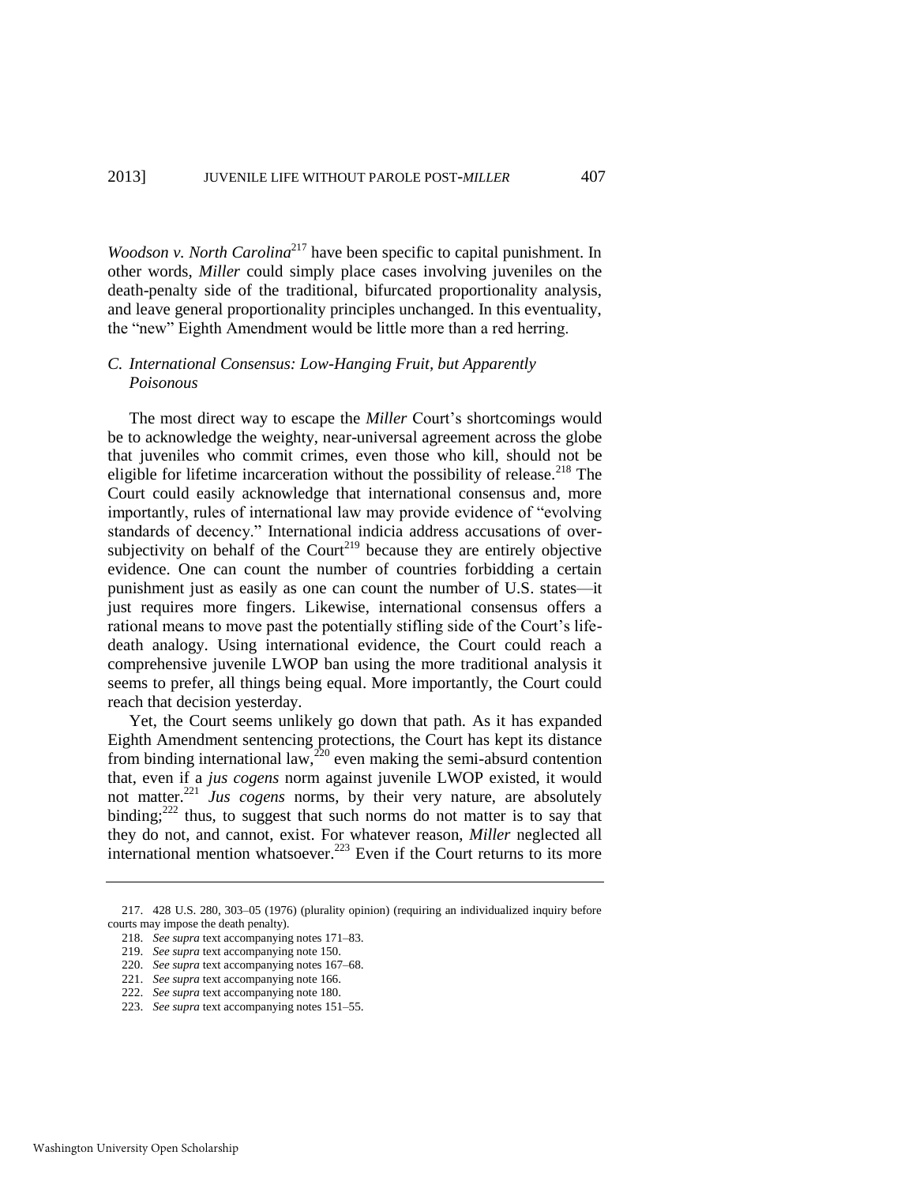*Woodson v. North Carolina*[217] have been specific to capital punishment. In other words, *Miller* could simply place cases involving juveniles on the death-penalty side of the traditional, bifurcated proportionality analysis, and leave general proportionality principles unchanged. In this eventuality, the "new" Eighth Amendment would be little more than a red herring.

### *C. International Consensus: Low-Hanging Fruit, but Apparently Poisonous*

The most direct way to escape the *Miller* Court's shortcomings would be to acknowledge the weighty, near-universal agreement across the globe that juveniles who commit crimes, even those who kill, should not be eligible for lifetime incarceration without the possibility of release.[218] The Court could easily acknowledge that international consensus and, more importantly, rules of international law may provide evidence of "evolving standards of decency." International indicia address accusations of over-subjectivity on behalf of the Court[219] because they are entirely objective evidence. One can count the number of countries forbidding a certain punishment just as easily as one can count the number of U.S. states—it just requires more fingers. Likewise, international consensus offers a rational means to move past the potentially stifling side of the Court's life-death analogy. Using international evidence, the Court could reach a comprehensive juvenile LWOP ban using the more traditional analysis it seems to prefer, all things being equal. More importantly, the Court could reach that decision yesterday.

Yet, the Court seems unlikely go down that path. As it has expanded Eighth Amendment sentencing protections, the Court has kept its distance from binding international law,[220] even making the semi-absurd contention that, even if a *jus cogens* norm against juvenile LWOP existed, it would not matter.[221] *Jus cogens* norms, by their very nature, are absolutely binding;[222] thus, to suggest that such norms do not matter is to say that they do not, and cannot, exist. For whatever reason, *Miller* neglected all international mention whatsoever.[223] Even if the Court returns to its more

---

217. 428 U.S. 280, 303–05 (1976) (plurality opinion) (requiring an individualized inquiry before courts may impose the death penalty).

218. *See supra* text accompanying notes 171–83.

219. *See supra* text accompanying note 150.

220. *See supra* text accompanying notes 167–68.

221. *See supra* text accompanying note 166.

222. *See supra* text accompanying note 180.

223. *See supra* text accompanying notes 151–55.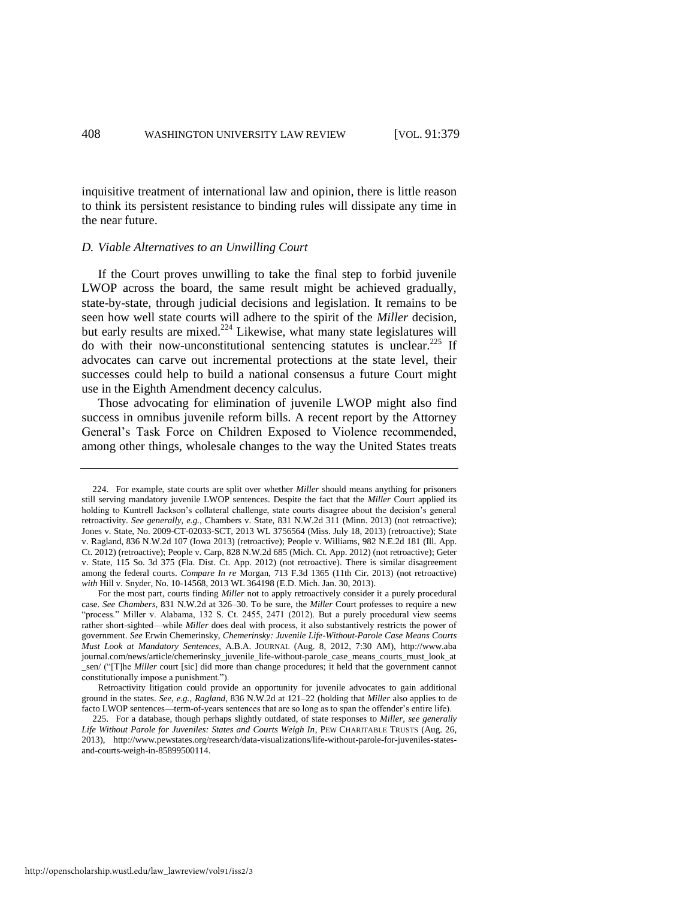inquisitive treatment of international law and opinion, there is little reason to think its persistent resistance to binding rules will dissipate any time in the near future.

### *D. Viable Alternatives to an Unwilling Court*

If the Court proves unwilling to take the final step to forbid juvenile LWOP across the board, the same result might be achieved gradually, state-by-state, through judicial decisions and legislation. It remains to be seen how well state courts will adhere to the spirit of the *Miller* decision, but early results are mixed.[224] Likewise, what many state legislatures will do with their now-unconstitutional sentencing statutes is unclear.[225] If advocates can carve out incremental protections at the state level, their successes could help to build a national consensus a future Court might use in the Eighth Amendment decency calculus.

Those advocating for elimination of juvenile LWOP might also find success in omnibus juvenile reform bills. A recent report by the Attorney General's Task Force on Children Exposed to Violence recommended, among other things, wholesale changes to the way the United States treats

---

224. For example, state courts are split over whether *Miller* should means anything for prisoners still serving mandatory juvenile LWOP sentences. Despite the fact that the *Miller* Court applied its holding to Kuntrell Jackson's collateral challenge, state courts disagree about the decision's general retroactivity. *See generally, e.g.*, Chambers v. State, 831 N.W.2d 311 (Minn. 2013) (not retroactive); Jones v. State, No. 2009-CT-02033-SCT, 2013 WL 3756564 (Miss. July 18, 2013) (retroactive); State v. Ragland, 836 N.W.2d 107 (Iowa 2013) (retroactive); People v. Williams, 982 N.E.2d 181 (Ill. App. Ct. 2012) (retroactive); People v. Carp, 828 N.W.2d 685 (Mich. Ct. App. 2012) (not retroactive); Geter v. State, 115 So. 3d 375 (Fla. Dist. Ct. App. 2012) (not retroactive). There is similar disagreement among the federal courts. *Compare In re* Morgan, 713 F.3d 1365 (11th Cir. 2013) (not retroactive) *with* Hill v. Snyder, No. 10-14568, 2013 WL 364198 (E.D. Mich. Jan. 30, 2013).

For the most part, courts finding *Miller* not to apply retroactively consider it a purely procedural case. *See Chambers*, 831 N.W.2d at 326–30. To be sure, the *Miller* Court professes to require a new "process." Miller v. Alabama, 132 S. Ct. 2455, 2471 (2012). But a purely procedural view seems rather short-sighted—while *Miller* does deal with process, it also substantively restricts the power of government. *See* Erwin Chemerinsky, *Chemerinsky: Juvenile Life-Without-Parole Case Means Courts Must Look at Mandatory Sentences*, A.B.A. JOURNAL (Aug. 8, 2012, 7:30 AM), http://www.abajournal.com/news/article/chemerinsky_juvenile_life-without-parole_case_means_courts_must_look_at_sen/ ("[T]he *Miller* court [sic] did more than change procedures; it held that the government cannot constitutionally impose a punishment.").

Retroactivity litigation could provide an opportunity for juvenile advocates to gain additional ground in the states. *See, e.g.*, *Ragland*, 836 N.W.2d at 121–22 (holding that *Miller* also applies to de facto LWOP sentences—term-of-years sentences that are so long as to span the offender's entire life).

225. For a database, though perhaps slightly outdated, of state responses to *Miller*, *see generally Life Without Parole for Juveniles: States and Courts Weigh In*, PEW CHARITABLE TRUSTS (Aug. 26, 2013), http://www.pewstates.org/research/data-visualizations/life-without-parole-for-juveniles-states-and-courts-weigh-in-85899500114.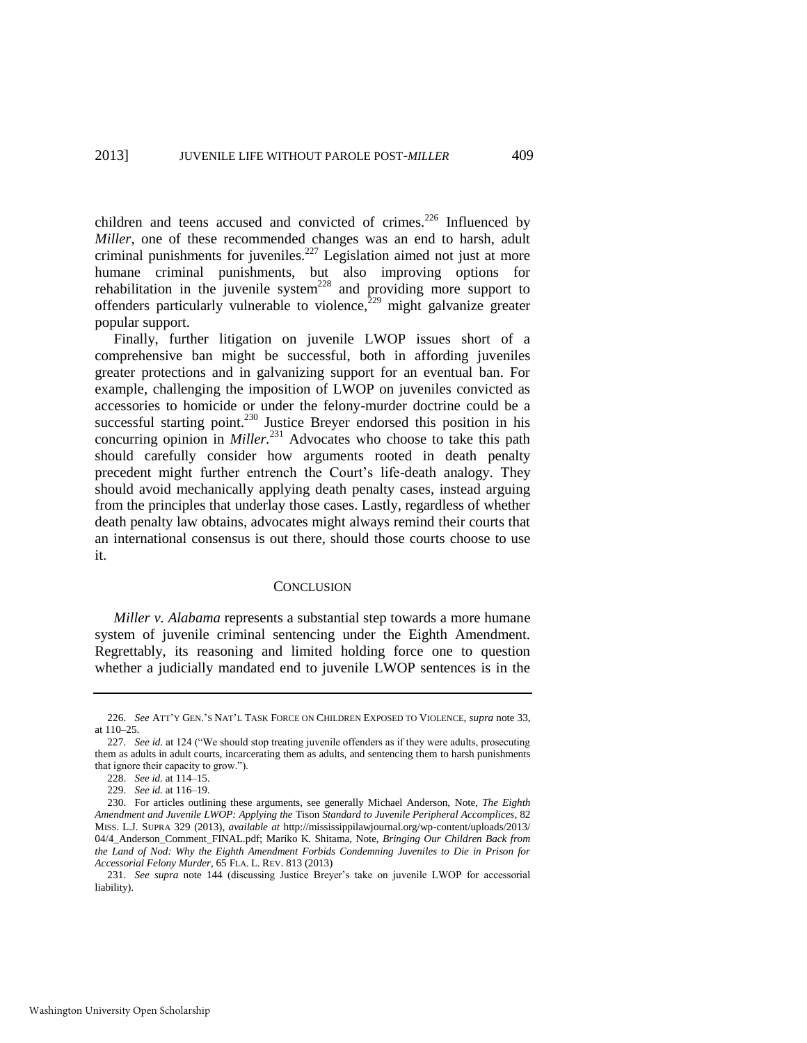children and teens accused and convicted of crimes.[226] Influenced by *Miller*, one of these recommended changes was an end to harsh, adult criminal punishments for juveniles.[227] Legislation aimed not just at more humane criminal punishments, but also improving options for rehabilitation in the juvenile system[228] and providing more support to offenders particularly vulnerable to violence,[229] might galvanize greater popular support.

Finally, further litigation on juvenile LWOP issues short of a comprehensive ban might be successful, both in affording juveniles greater protections and in galvanizing support for an eventual ban. For example, challenging the imposition of LWOP on juveniles convicted as accessories to homicide or under the felony-murder doctrine could be a successful starting point.[230] Justice Breyer endorsed this position in his concurring opinion in *Miller.*[231] Advocates who choose to take this path should carefully consider how arguments rooted in death penalty precedent might further entrench the Court's life-death analogy. They should avoid mechanically applying death penalty cases, instead arguing from the principles that underlay those cases. Lastly, regardless of whether death penalty law obtains, advocates might always remind their courts that an international consensus is out there, should those courts choose to use it.

## CONCLUSION

*Miller v. Alabama* represents a substantial step towards a more humane system of juvenile criminal sentencing under the Eighth Amendment. Regrettably, its reasoning and limited holding force one to question whether a judicially mandated end to juvenile LWOP sentences is in the

---

226. *See* ATT'Y GEN.'S NAT'L TASK FORCE ON CHILDREN EXPOSED TO VIOLENCE, *supra* note 33, at 110–25.

227. *See id.* at 124 ("We should stop treating juvenile offenders as if they were adults, prosecuting them as adults in adult courts, incarcerating them as adults, and sentencing them to harsh punishments that ignore their capacity to grow.").

228. *See id.* at 114–15.

229. *See id.* at 116–19.

230. For articles outlining these arguments, see generally Michael Anderson, Note, *The Eighth Amendment and Juvenile LWOP: Applying the* Tison *Standard to Juvenile Peripheral Accomplices*, 82 MISS. L.J. SUPRA 329 (2013), *available at* http://mississippilawjournal.org/wp-content/uploads/2013/04/4_Anderson_Comment_FINAL.pdf; Mariko K. Shitama, Note, *Bringing Our Children Back from the Land of Nod: Why the Eighth Amendment Forbids Condemning Juveniles to Die in Prison for Accessorial Felony Murder*, 65 FLA. L. REV. 813 (2013)

231. *See supra* note 144 (discussing Justice Breyer's take on juvenile LWOP for accessorial liability).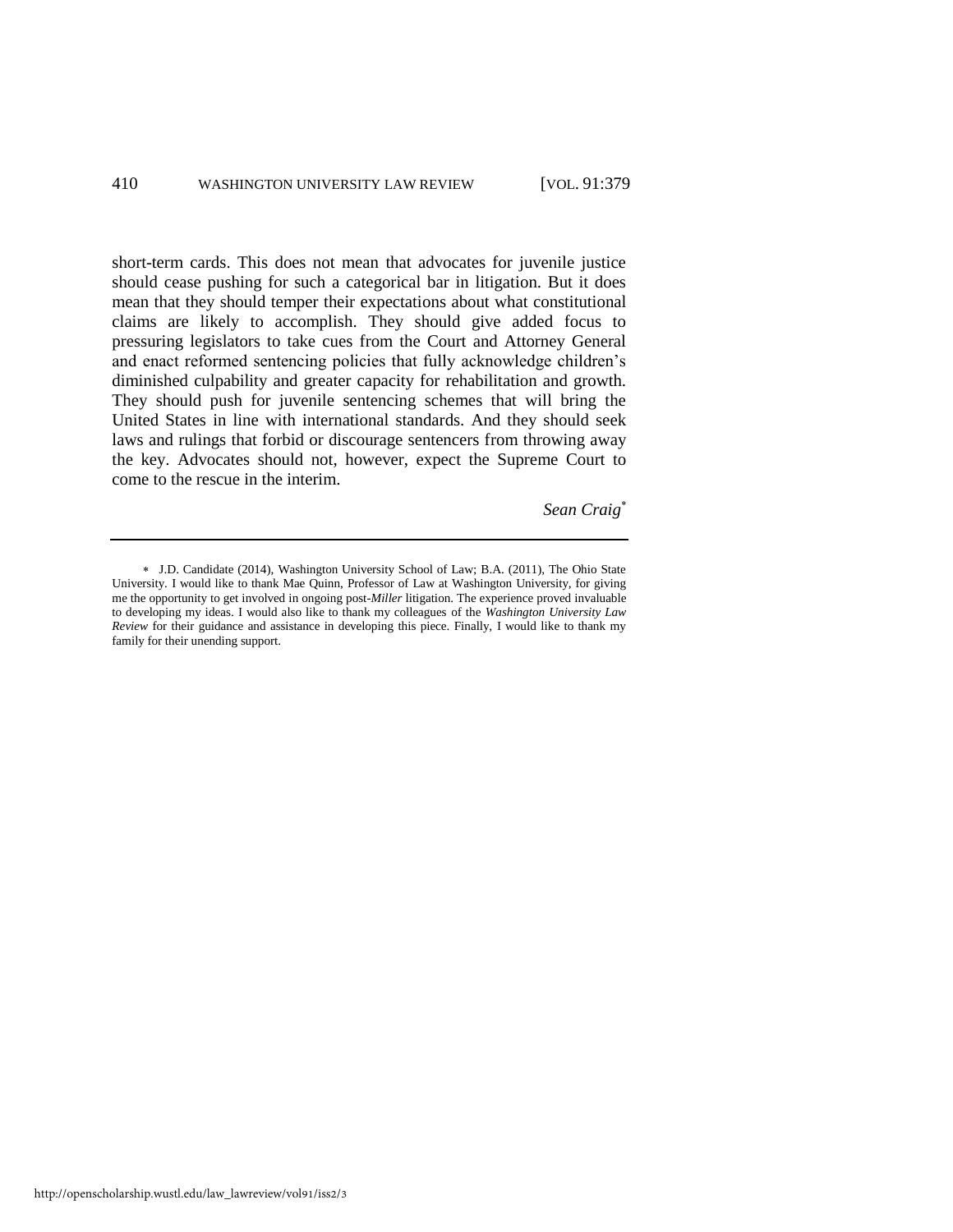short-term cards. This does not mean that advocates for juvenile justice should cease pushing for such a categorical bar in litigation. But it does mean that they should temper their expectations about what constitutional claims are likely to accomplish. They should give added focus to pressuring legislators to take cues from the Court and Attorney General and enact reformed sentencing policies that fully acknowledge children's diminished culpability and greater capacity for rehabilitation and growth. They should push for juvenile sentencing schemes that will bring the United States in line with international standards. And they should seek laws and rulings that forbid or discourage sentencers from throwing away the key. Advocates should not, however, expect the Supreme Court to come to the rescue in the interim.

*Sean Craig*[*]

---

[*] J.D. Candidate (2014), Washington University School of Law; B.A. (2011), The Ohio State University. I would like to thank Mae Quinn, Professor of Law at Washington University, for giving me the opportunity to get involved in ongoing post-*Miller* litigation. The experience proved invaluable to developing my ideas. I would also like to thank my colleagues of the *Washington University Law Review* for their guidance and assistance in developing this piece. Finally, I would like to thank my family for their unending support.